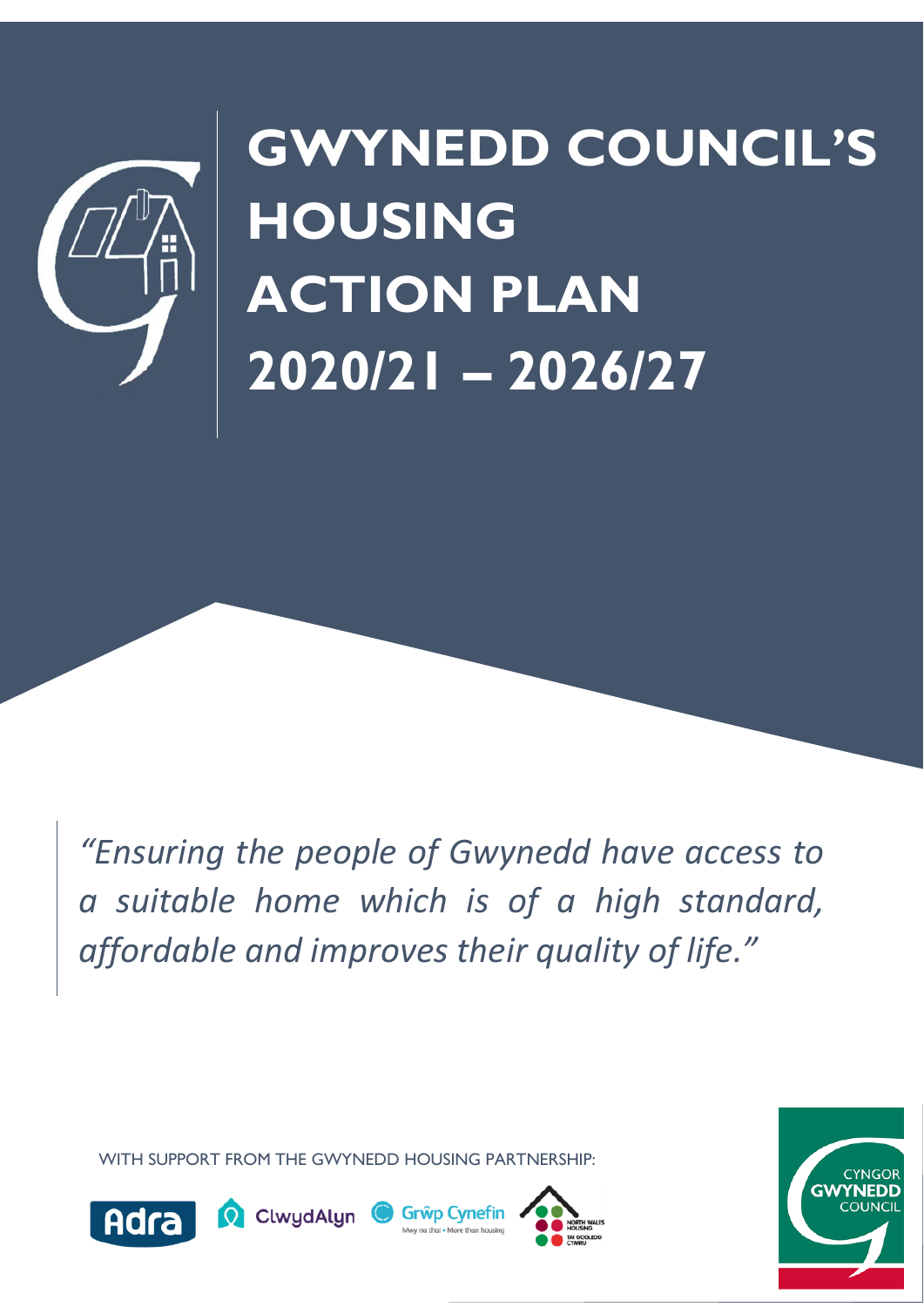# GWYNEDD COUNCIL'S HOUSING ACTION PLAN 2020/21 – 2026/27

*"Ensuring the people of Gwynedd have access to a suitable home which is of a high standard, affordable and improves their quality of life."*

WITH SUPPORT FROM THE GWYNEDD HOUSING PARTNERSHIP:

Adra ClwydAlyn Grŵp Cynefin North Wales Housing

CYNGOR GWYNEDD COUNCIL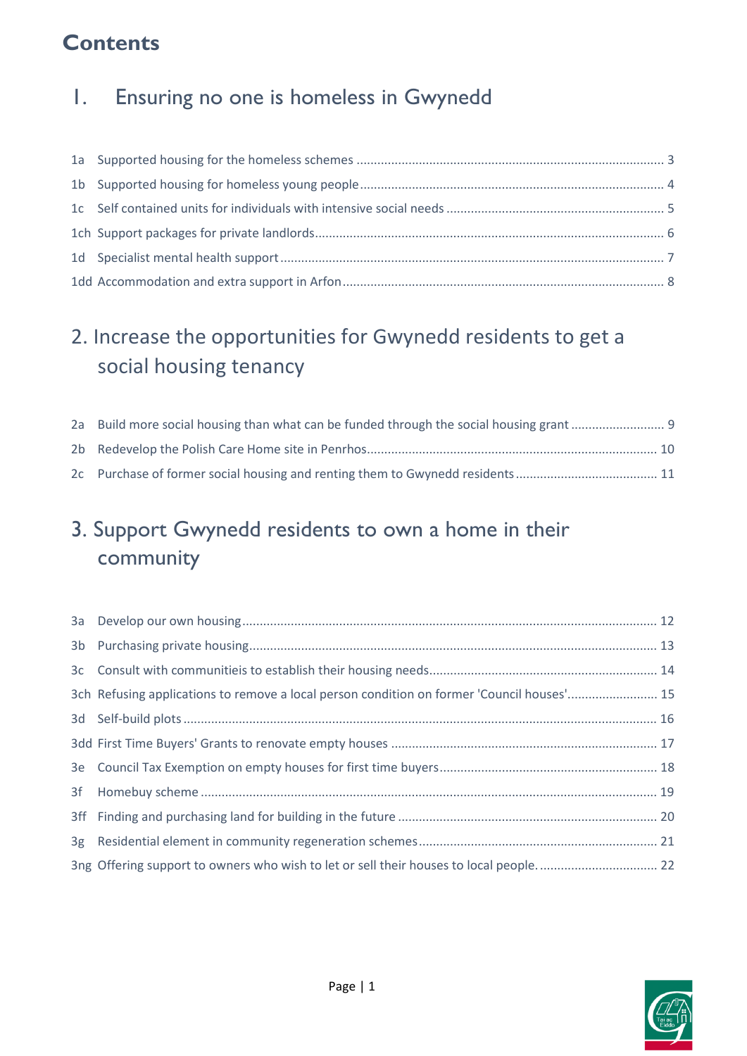# Contents

## 1. Ensuring no one is homeless in Gwynedd

1a Supported housing for the homeless schemes ........................................................................................ 3
1b Supported housing for homeless young people ........................................................................................ 4
1c Self contained units for individuals with intensive social needs ........................................................................................ 5
1ch Support packages for private landlords ........................................................................................ 6
1d Specialist mental health support ........................................................................................ 7
1dd Accommodation and extra support in Arfon ........................................................................................ 8

## 2. Increase the opportunities for Gwynedd residents to get a social housing tenancy

2a Build more social housing than what can be funded through the social housing grant ........................... 9
2b Redevelop the Polish Care Home site in Penrhos ........................................................................................ 10
2c Purchase of former social housing and renting them to Gwynedd residents ........................................ 11

## 3. Support Gwynedd residents to own a home in their community

3a Develop our own housing ........................................................................................ 12
3b Purchasing private housing ........................................................................................ 13
3c Consult with communitieis to establish their housing needs ........................................................................................ 14
3ch Refusing applications to remove a local person condition on former 'Council houses' ......................... 15
3d Self-build plots ........................................................................................ 16
3dd First Time Buyers' Grants to renovate empty houses ........................................................................................ 17
3e Council Tax Exemption on empty houses for first time buyers ........................................................................................ 18
3f Homebuy scheme ........................................................................................ 19
3ff Finding and purchasing land for building in the future ........................................................................................ 20
3g Residential element in community regeneration schemes ........................................................................................ 21
3ng Offering support to owners who wish to let or sell their houses to local people. ................................. 22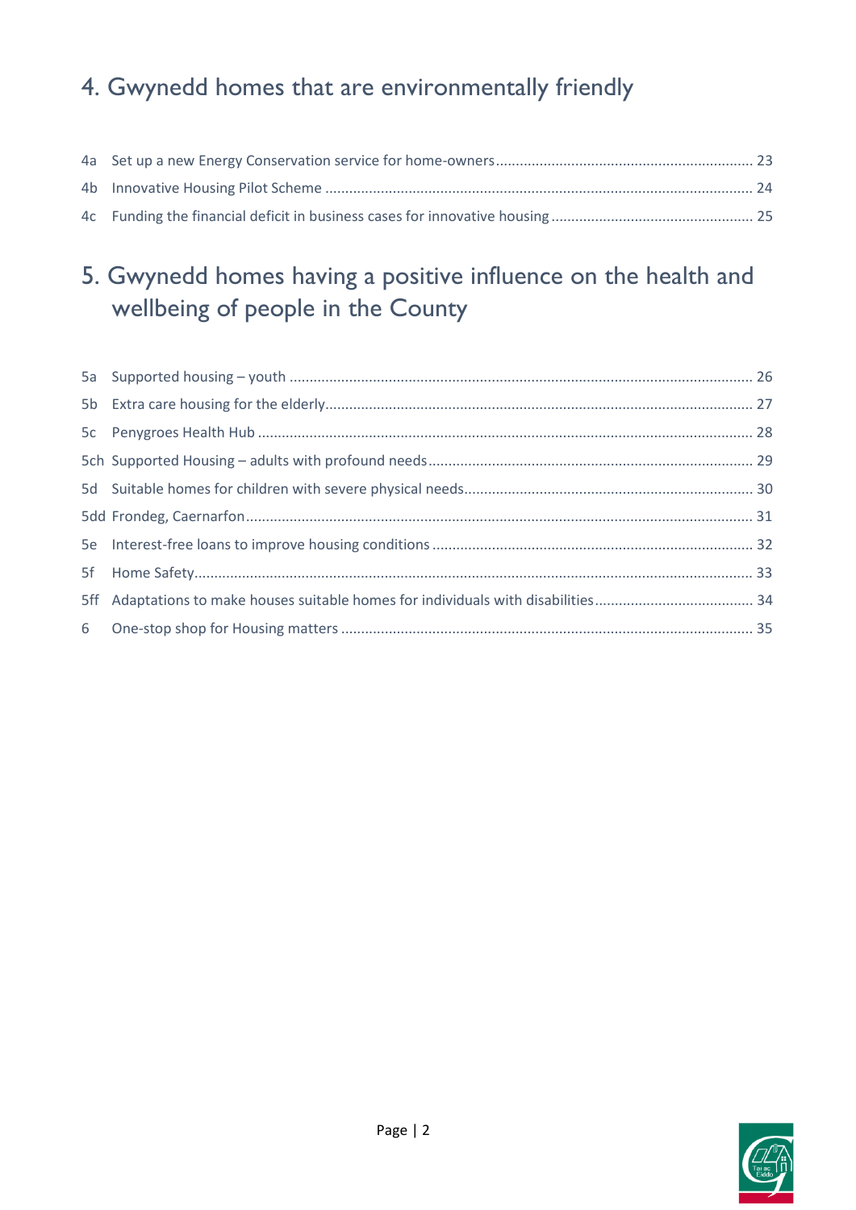## 4. Gwynedd homes that are environmentally friendly

4a Set up a new Energy Conservation service for home-owners ........ 23
4b Innovative Housing Pilot Scheme ........ 24
4c Funding the financial deficit in business cases for innovative housing ........ 25

## 5. Gwynedd homes having a positive influence on the health and wellbeing of people in the County

5a Supported housing – youth ........ 26
5b Extra care housing for the elderly ........ 27
5c Penygroes Health Hub ........ 28
5ch Supported Housing – adults with profound needs ........ 29
5d Suitable homes for children with severe physical needs ........ 30
5dd Frondeg, Caernarfon ........ 31
5e Interest-free loans to improve housing conditions ........ 32
5f Home Safety ........ 33
5ff Adaptations to make houses suitable homes for individuals with disabilities ........ 34
6 One-stop shop for Housing matters ........ 35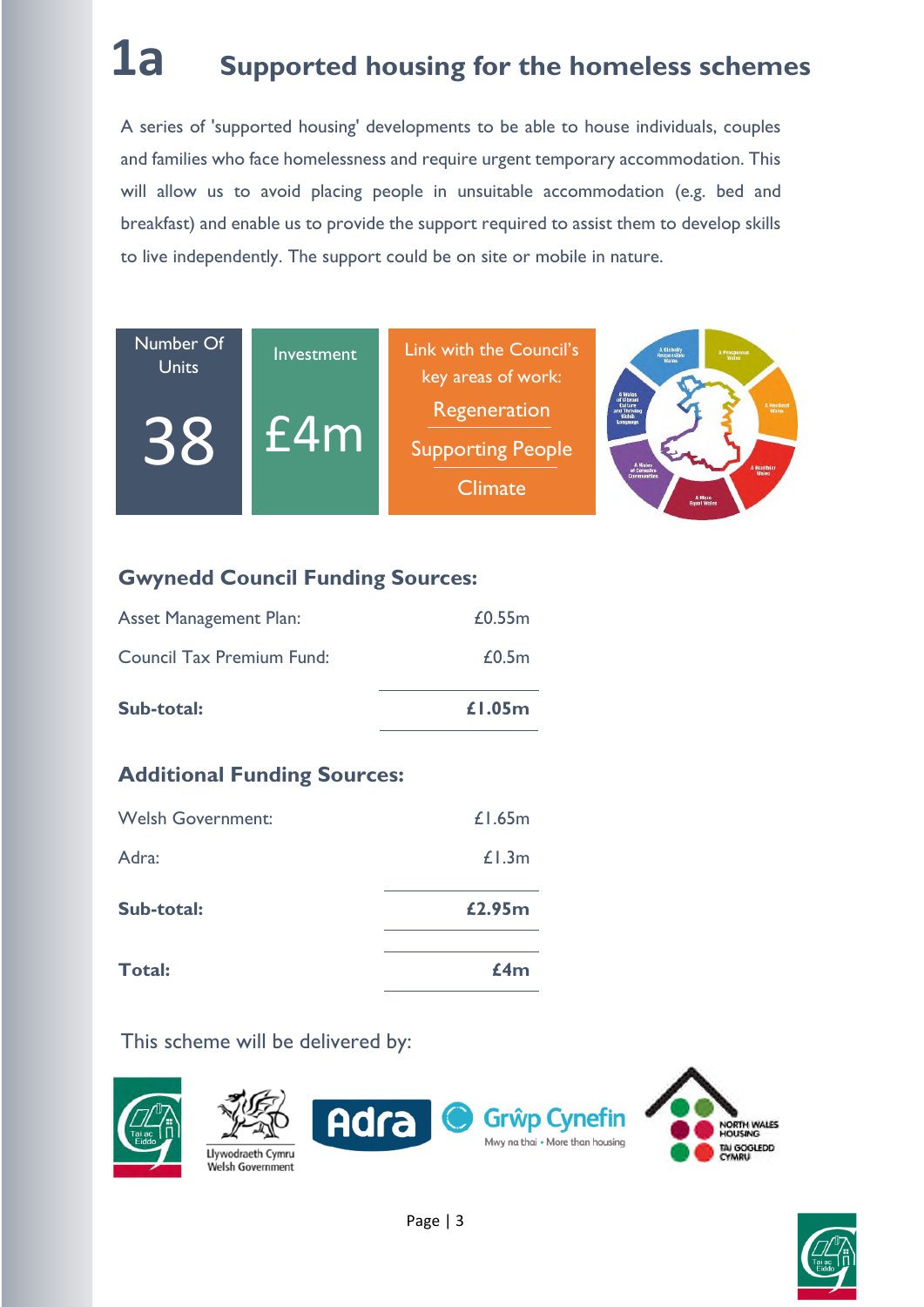# 1a Supported housing for the homeless schemes

A series of 'supported housing' developments to be able to house individuals, couples and families who face homelessness and require urgent temporary accommodation. This will allow us to avoid placing people in unsuitable accommodation (e.g. bed and breakfast) and enable us to provide the support required to assist them to develop skills to live independently. The support could be on site or mobile in nature.

| Number Of Units | Investment | Link with the Council's key areas of work: |
|---|---|---|
| 38 | £4m | Regeneration<br>Supporting People<br>Climate |

## Gwynedd Council Funding Sources:

| | |
|---|---|
| Asset Management Plan: | £0.55m |
| Council Tax Premium Fund: | £0.5m |
| **Sub-total:** | **£1.05m** |

## Additional Funding Sources:

| | |
|---|---|
| Welsh Government: | £1.65m |
| Adra: | £1.3m |
| **Sub-total:** | **£2.95m** |
| **Total:** | **£4m** |

This scheme will be delivered by:

Tai ac Eiddo, Llywodraeth Cymru Welsh Government, Adra, Grŵp Cynefin (Mwy na thai • More than housing), North Wales Housing Tai Gogledd Cymru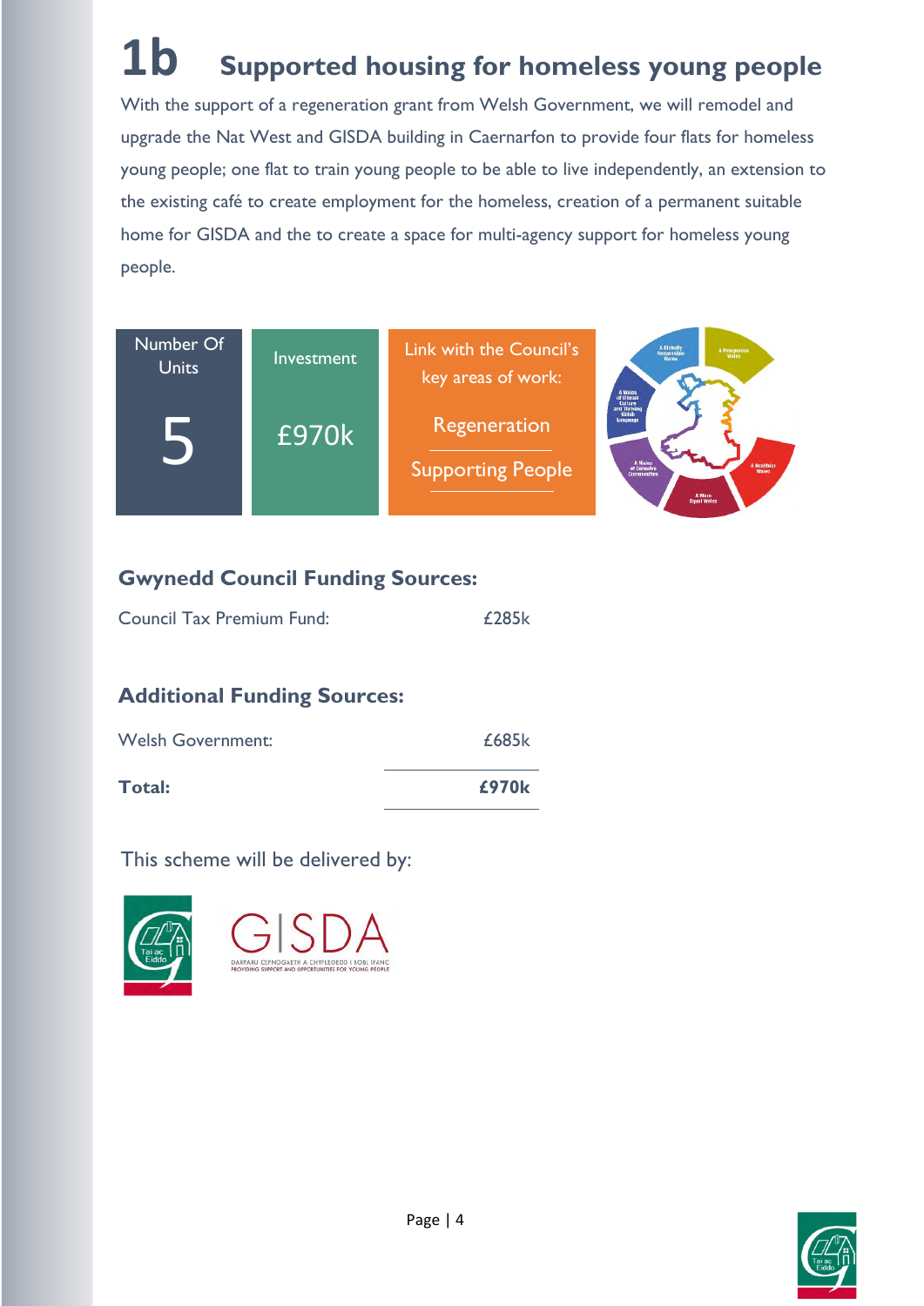# 1b Supported housing for homeless young people

With the support of a regeneration grant from Welsh Government, we will remodel and upgrade the Nat West and GISDA building in Caernarfon to provide four flats for homeless young people; one flat to train young people to be able to live independently, an extension to the existing café to create employment for the homeless, creation of a permanent suitable home for GISDA and the to create a space for multi-agency support for homeless young people.

| Number Of Units | Investment | Link with the Council's key areas of work: |
|---|---|---|
| 5 | £970k | Regeneration<br>Supporting People |

### Gwynedd Council Funding Sources:

| | |
|---|---|
| Council Tax Premium Fund: | £285k |

### Additional Funding Sources:

| | |
|---|---|
| Welsh Government: | £685k |
| **Total:** | **£970k** |

This scheme will be delivered by:

Tai ac Eiddo

GISDA – DARPARU CEFNOGAETH A CHYFLEOEDD I BOBL IFANC – PROVIDING SUPPORT AND OPPORTUNITIES FOR YOUNG PEOPLE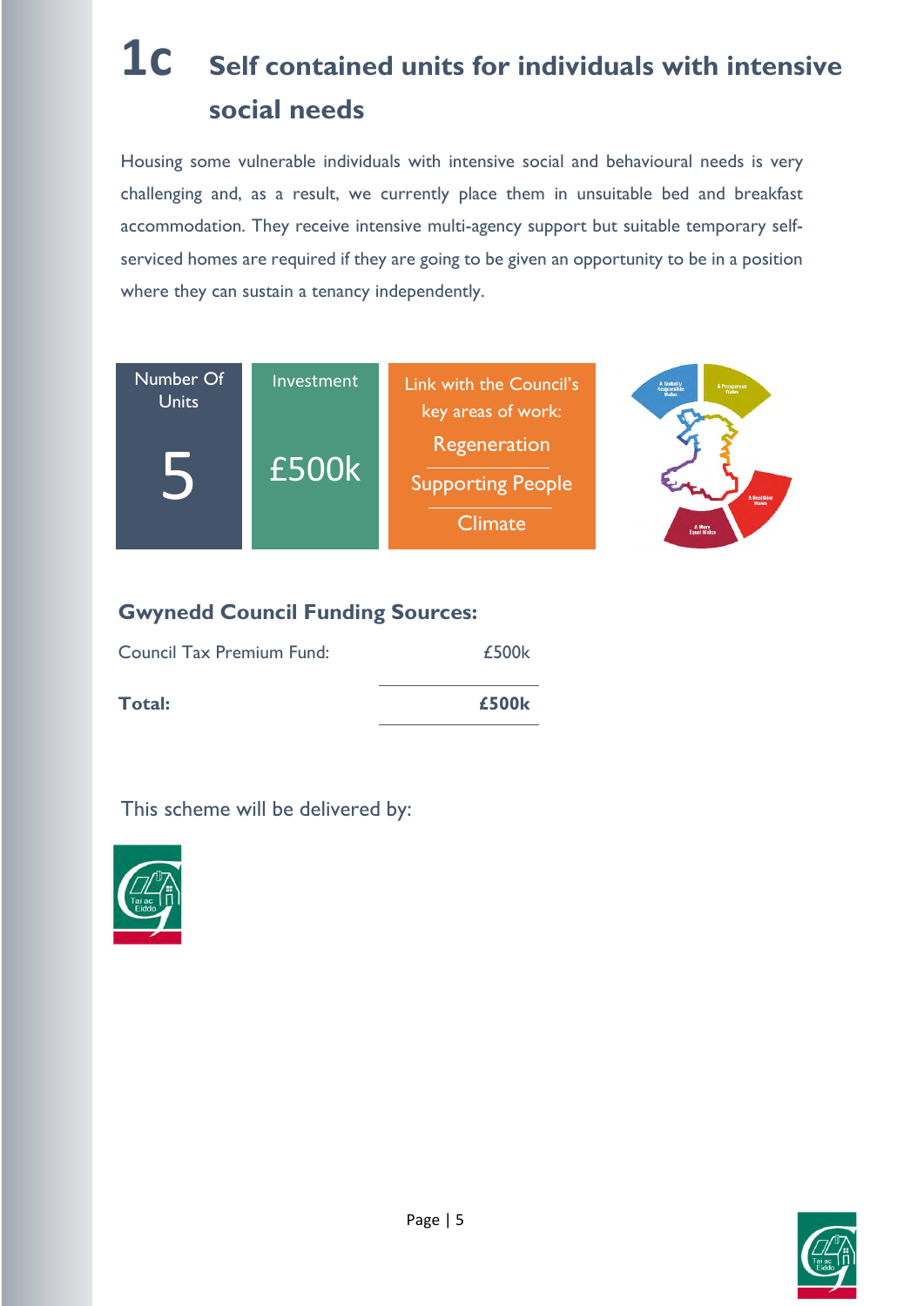# 1c Self contained units for individuals with intensive social needs

Housing some vulnerable individuals with intensive social and behavioural needs is very challenging and, as a result, we currently place them in unsuitable bed and breakfast accommodation. They receive intensive multi-agency support but suitable temporary self-serviced homes are required if they are going to be given an opportunity to be in a position where they can sustain a tenancy independently.

| Number Of Units | Investment | Link with the Council's key areas of work: |
|---|---|---|
| 5 | £500k | Regeneration<br>Supporting People<br>Climate |

## Gwynedd Council Funding Sources:

| | |
|---|---|
| Council Tax Premium Fund: | £500k |
| **Total:** | **£500k** |

This scheme will be delivered by:

Tai ac Eiddo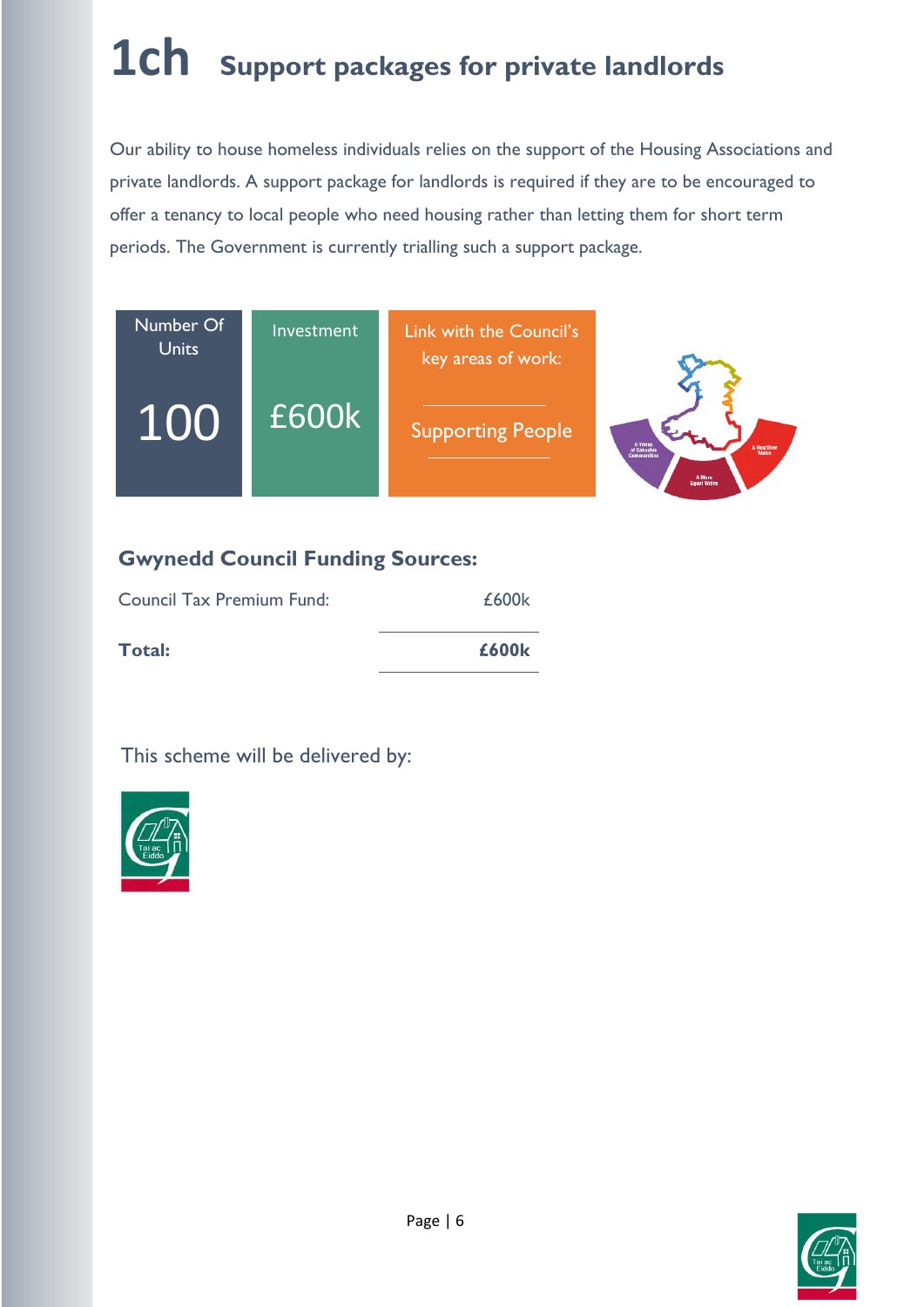# 1ch Support packages for private landlords

Our ability to house homeless individuals relies on the support of the Housing Associations and private landlords. A support package for landlords is required if they are to be encouraged to offer a tenancy to local people who need housing rather than letting them for short term periods. The Government is currently trialling such a support package.

| Number Of Units | Investment | Link with the Council's key areas of work: |
|---|---|---|
| 100 | £600k | Supporting People |

## Gwynedd Council Funding Sources:

| | |
|---|---|
| Council Tax Premium Fund: | £600k |
| **Total:** | **£600k** |

This scheme will be delivered by:

Tai ac Eiddo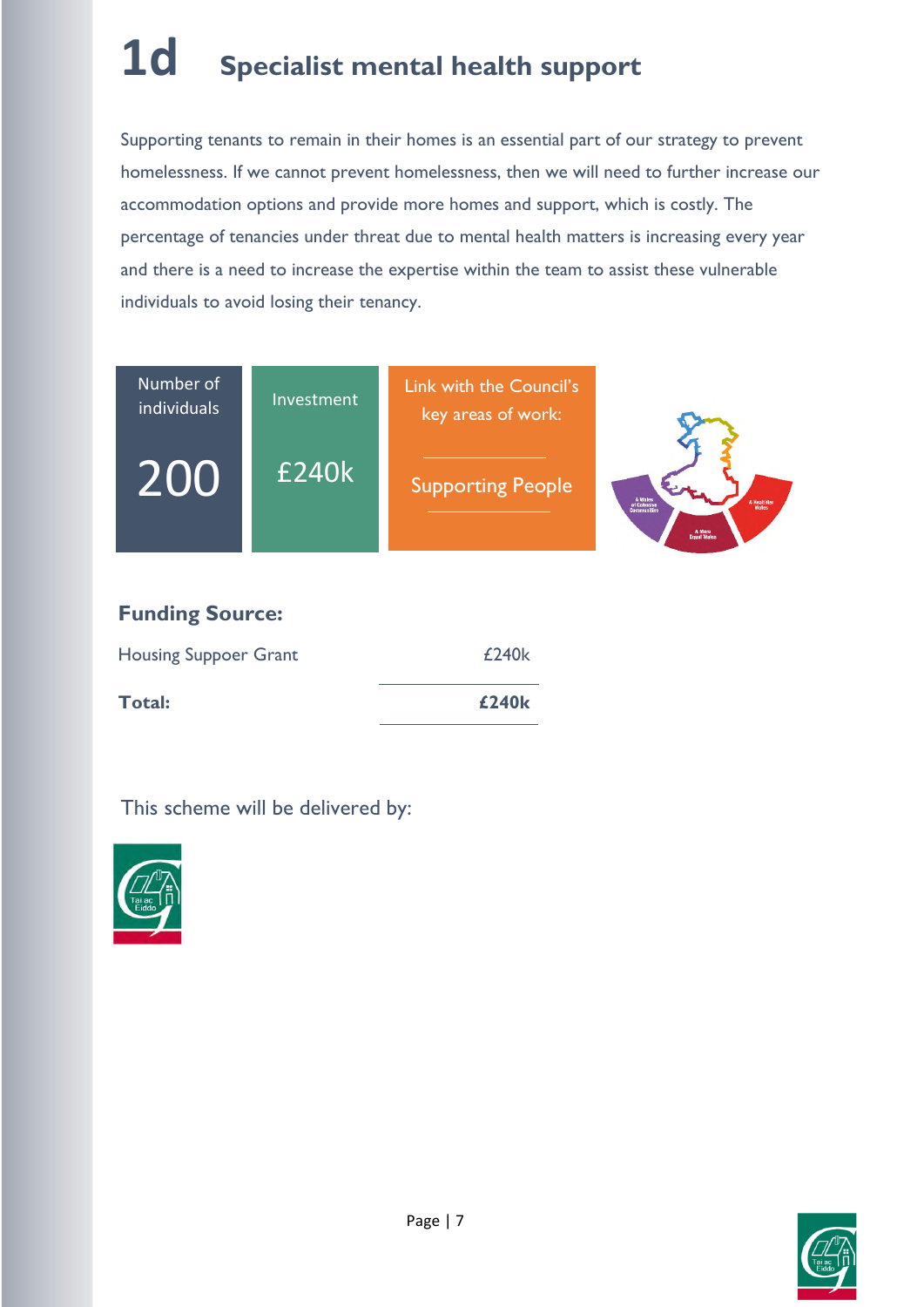# 1d Specialist mental health support

Supporting tenants to remain in their homes is an essential part of our strategy to prevent homelessness. If we cannot prevent homelessness, then we will need to further increase our accommodation options and provide more homes and support, which is costly. The percentage of tenancies under threat due to mental health matters is increasing every year and there is a need to increase the expertise within the team to assist these vulnerable individuals to avoid losing their tenancy.

| Number of individuals | Investment | Link with the Council's key areas of work: |
|---|---|---|
| 200 | £240k | Supporting People |

### Funding Source:

| | |
|---|---|
| Housing Suppoer Grant | £240k |
| **Total:** | **£240k** |

This scheme will be delivered by: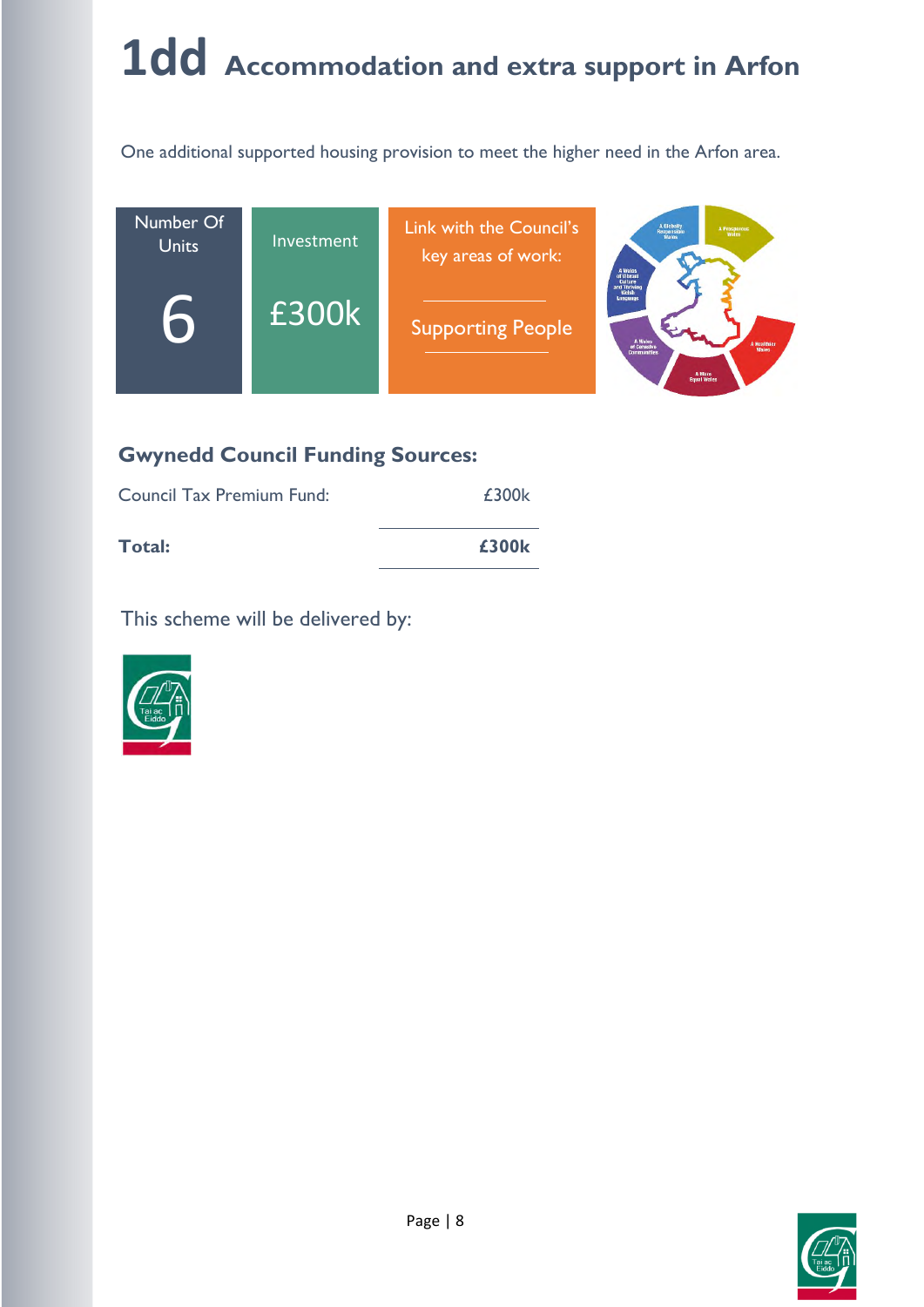# 1dd Accommodation and extra support in Arfon

One additional supported housing provision to meet the higher need in the Arfon area.

| Number Of Units | Investment | Link with the Council's key areas of work: |
|---|---|---|
| 6 | £300k | Supporting People |

### Gwynedd Council Funding Sources:

| | |
|---|---|
| Council Tax Premium Fund: | £300k |
| **Total:** | **£300k** |

This scheme will be delivered by:

Tai ac Eiddo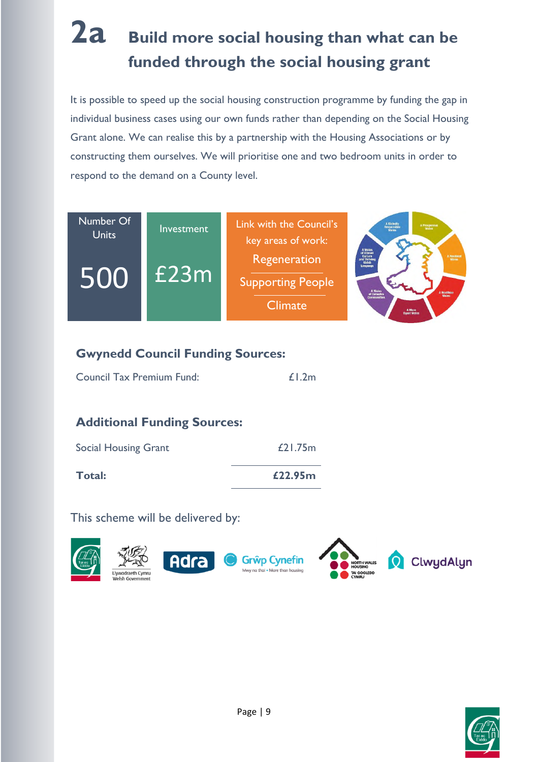# 2a Build more social housing than what can be funded through the social housing grant

It is possible to speed up the social housing construction programme by funding the gap in individual business cases using our own funds rather than depending on the Social Housing Grant alone. We can realise this by a partnership with the Housing Associations or by constructing them ourselves. We will prioritise one and two bedroom units in order to respond to the demand on a County level.

| Number Of Units | Investment | Link with the Council's key areas of work: |
|---|---|---|
| 500 | £23m | Regeneration<br>Supporting People<br>Climate |

## Gwynedd Council Funding Sources:

| | |
|---|---|
| Council Tax Premium Fund: | £1.2m |

## Additional Funding Sources:

| | |
|---|---|
| Social Housing Grant | £21.75m |
| **Total:** | **£22.95m** |

This scheme will be delivered by:

Tai ac Eiddo, Llywodraeth Cymru Welsh Government, Adra, Grŵp Cynefin, North Wales Housing / Tai Gogledd Cymru, ClwydAlyn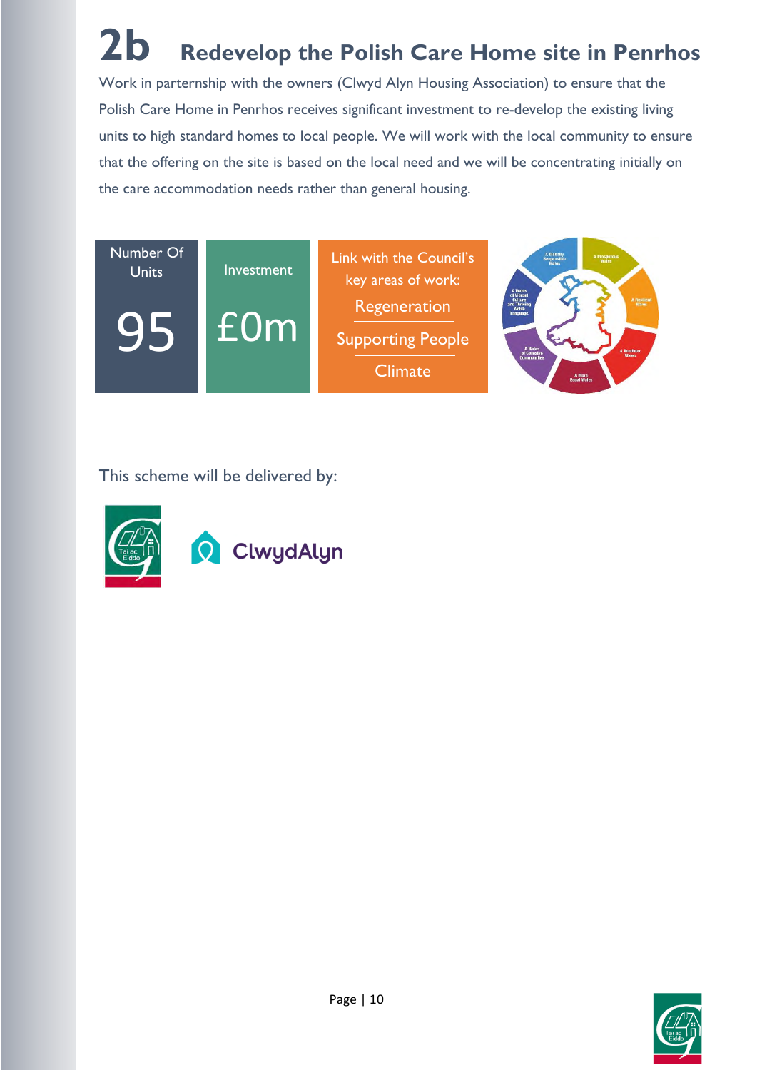# 2b Redevelop the Polish Care Home site in Penrhos

Work in parternship with the owners (Clwyd Alyn Housing Association) to ensure that the Polish Care Home in Penrhos receives significant investment to re-develop the existing living units to high standard homes to local people. We will work with the local community to ensure that the offering on the site is based on the local need and we will be concentrating initially on the care accommodation needs rather than general housing.

| Number Of Units | Investment | Link with the Council's key areas of work: |
|---|---|---|
| 95 | £0m | Regeneration<br>Supporting People<br>Climate |

This scheme will be delivered by:

Tai ac Eiddo

ClwydAlyn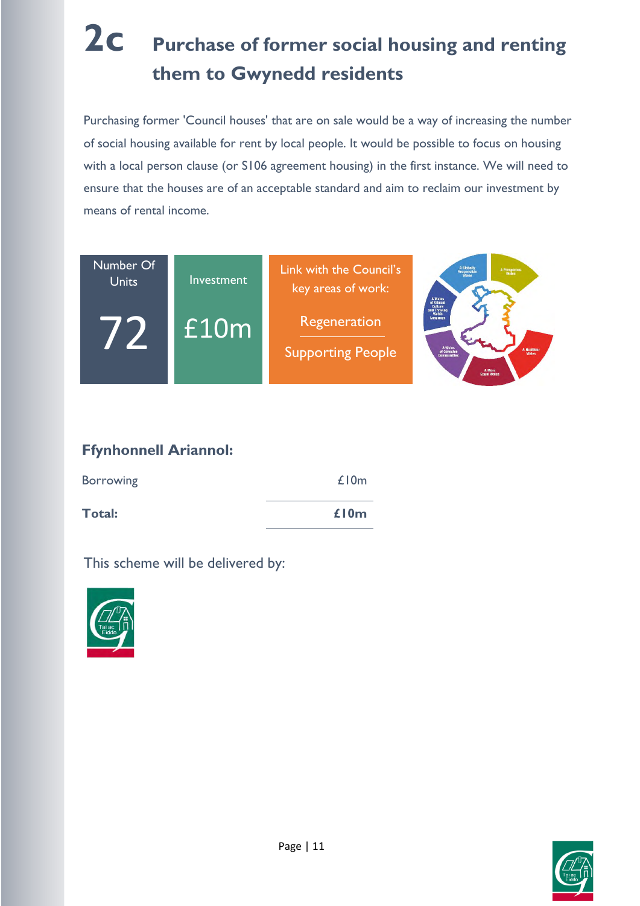# 2c Purchase of former social housing and renting them to Gwynedd residents

Purchasing former 'Council houses' that are on sale would be a way of increasing the number of social housing available for rent by local people. It would be possible to focus on housing with a local person clause (or S106 agreement housing) in the first instance. We will need to ensure that the houses are of an acceptable standard and aim to reclaim our investment by means of rental income.

| Number Of Units | Investment | Link with the Council's key areas of work: |
|---|---|---|
| 72 | £10m | Regeneration<br>Supporting People |

A Globally Responsible Wales | A Prosperous Wales | A Healthier Wales | A More Equal Wales | A Wales of Cohesive Communities | A Wales of Vibrant Culture and Thriving Welsh Language

## Ffynhonnell Ariannol:

| | |
|---|---|
| Borrowing | £10m |
| **Total:** | **£10m** |

This scheme will be delivered by:

Tai ac Eiddo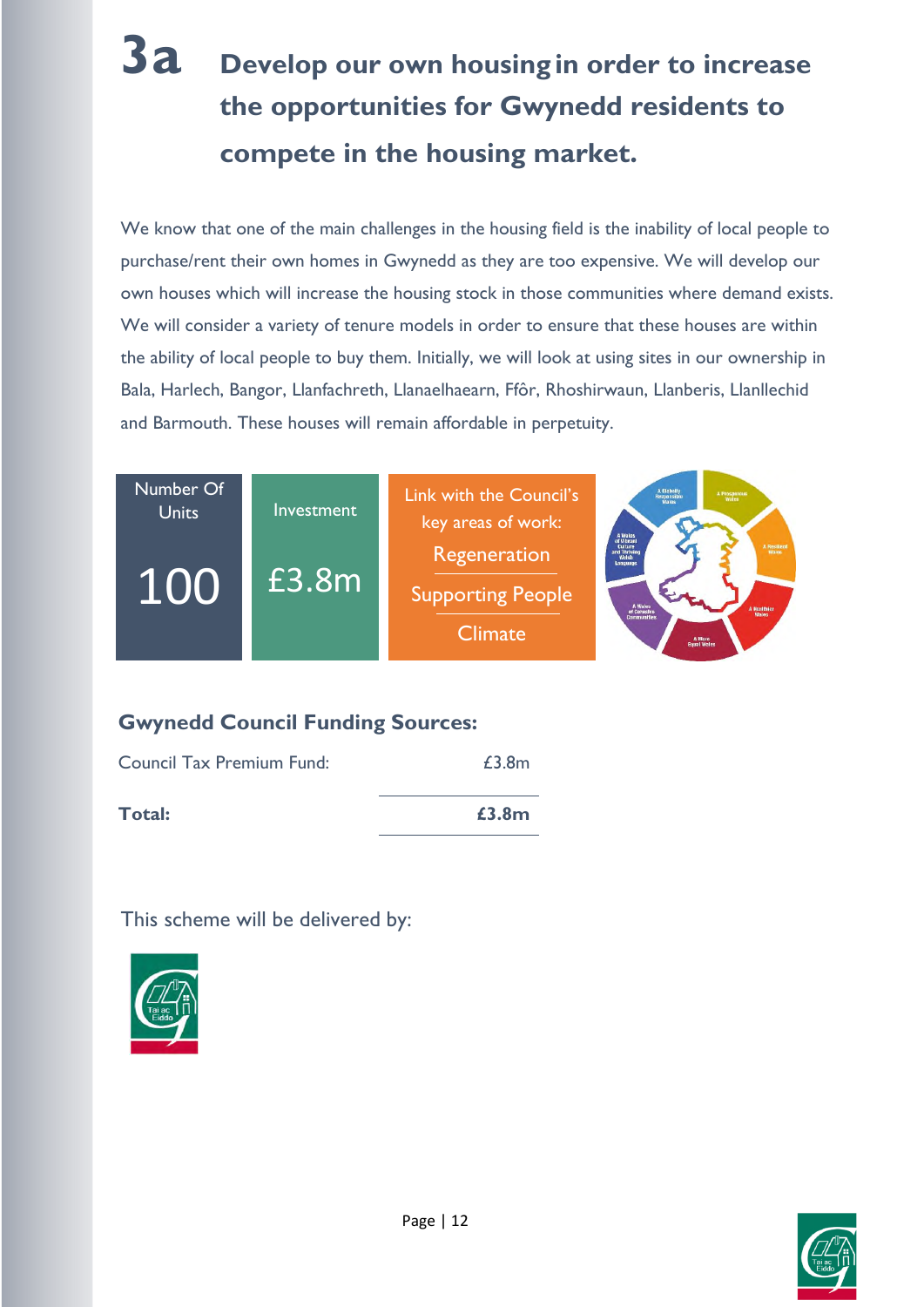# 3a Develop our own housing in order to increase the opportunities for Gwynedd residents to compete in the housing market.

We know that one of the main challenges in the housing field is the inability of local people to purchase/rent their own homes in Gwynedd as they are too expensive. We will develop our own houses which will increase the housing stock in those communities where demand exists. We will consider a variety of tenure models in order to ensure that these houses are within the ability of local people to buy them. Initially, we will look at using sites in our ownership in Bala, Harlech, Bangor, Llanfachreth, Llanaelhaearn, Ffôr, Rhoshirwaun, Llanberis, Llanllechid and Barmouth. These houses will remain affordable in perpetuity.

| Number Of Units | Investment | Link with the Council's key areas of work: |
|---|---|---|
| 100 | £3.8m | Regeneration<br>Supporting People<br>Climate |

**Gwynedd Council Funding Sources:**

| | |
|---|---|
| Council Tax Premium Fund: | £3.8m |
| **Total:** | **£3.8m** |

This scheme will be delivered by:

Tai ac Eiddo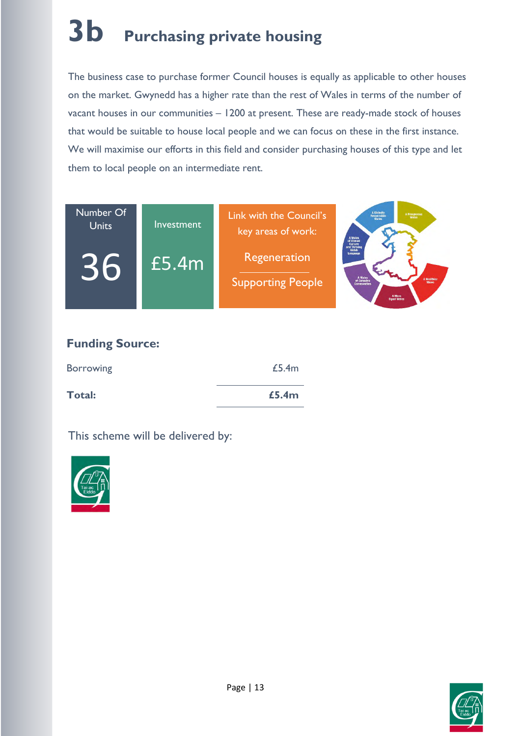# 3b Purchasing private housing

The business case to purchase former Council houses is equally as applicable to other houses on the market. Gwynedd has a higher rate than the rest of Wales in terms of the number of vacant houses in our communities – 1200 at present. These are ready-made stock of houses that would be suitable to house local people and we can focus on these in the first instance. We will maximise our efforts in this field and consider purchasing houses of this type and let them to local people on an intermediate rent.

| Number Of Units | Investment | Link with the Council's key areas of work: |
| --- | --- | --- |
| 36 | £5.4m | Regeneration<br>Supporting People |

### Funding Source:

| | |
| --- | --- |
| Borrowing | £5.4m |
| **Total:** | **£5.4m** |

This scheme will be delivered by: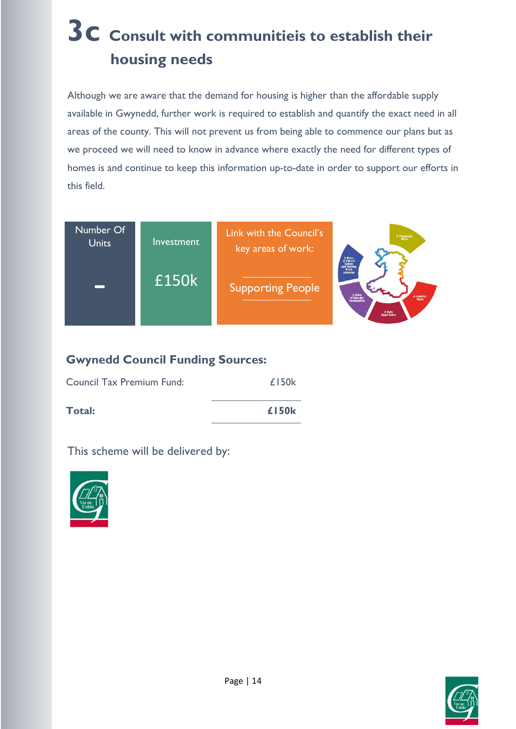# 3c Consult with communitieis to establish their housing needs

Although we are aware that the demand for housing is higher than the affordable supply available in Gwynedd, further work is required to establish and quantify the exact need in all areas of the county. This will not prevent us from being able to commence our plans but as we proceed we will need to know in advance where exactly the need for different types of homes is and continue to keep this information up-to-date in order to support our efforts in this field.

| Number Of Units | Investment | Link with the Council's key areas of work: |
|---|---|---|
| - | £150k | Supporting People |

## Gwynedd Council Funding Sources:

| | |
|---|---|
| Council Tax Premium Fund: | £150k |
| **Total:** | **£150k** |

This scheme will be delivered by:

Tai ac Eiddo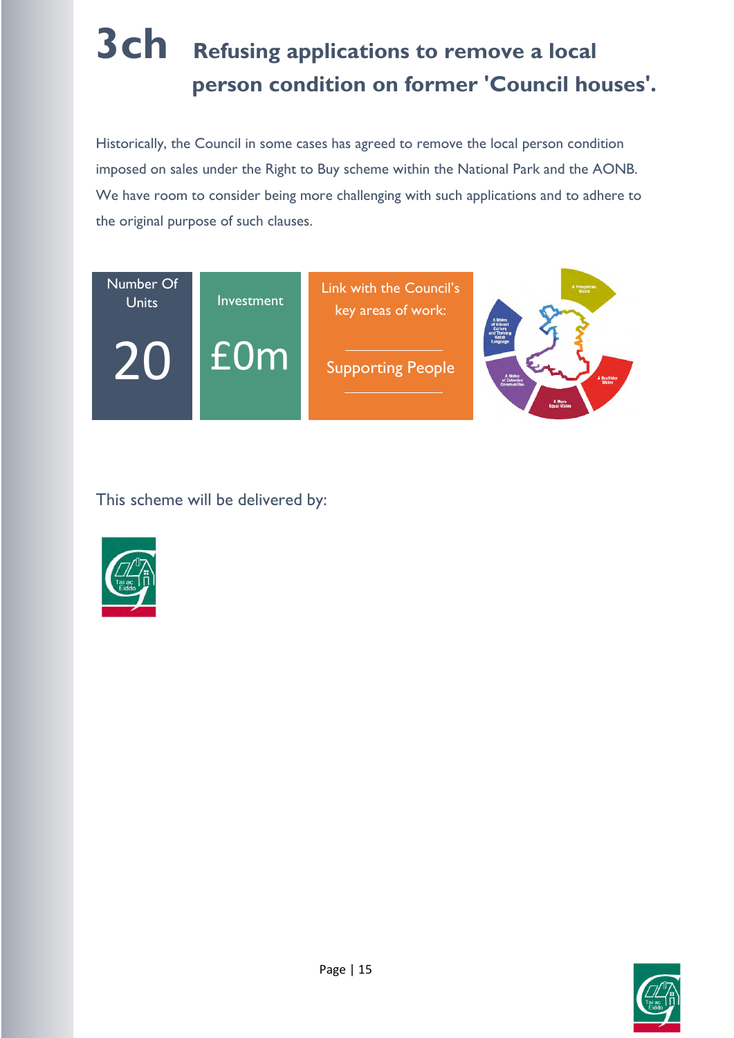# 3ch Refusing applications to remove a local person condition on former 'Council houses'.

Historically, the Council in some cases has agreed to remove the local person condition imposed on sales under the Right to Buy scheme within the National Park and the AONB. We have room to consider being more challenging with such applications and to adhere to the original purpose of such clauses.

| Number Of Units | Investment | Link with the Council's key areas of work: |
|---|---|---|
| 20 | £0m | Supporting People |

This scheme will be delivered by: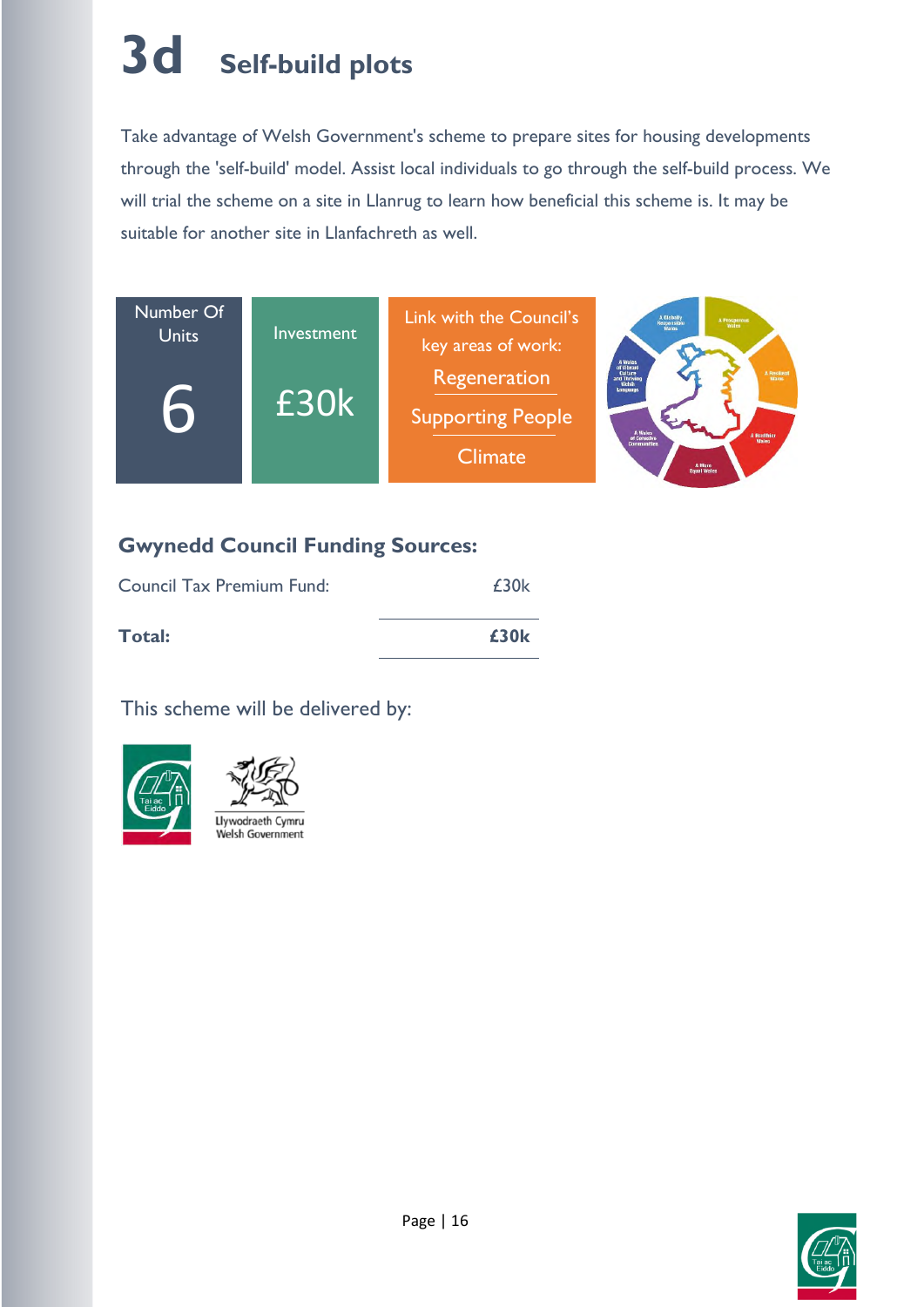# 3d Self-build plots

Take advantage of Welsh Government's scheme to prepare sites for housing developments through the 'self-build' model. Assist local individuals to go through the self-build process. We will trial the scheme on a site in Llanrug to learn how beneficial this scheme is. It may be suitable for another site in Llanfachreth as well.

| Number Of Units | Investment | Link with the Council's key areas of work: |
|---|---|---|
| 6 | £30k | Regeneration<br>Supporting People<br>Climate |

### Gwynedd Council Funding Sources:

| | |
|---|---|
| Council Tax Premium Fund: | £30k |
| **Total:** | **£30k** |

This scheme will be delivered by:

Tai ac Eiddo

Llywodraeth Cymru
Welsh Government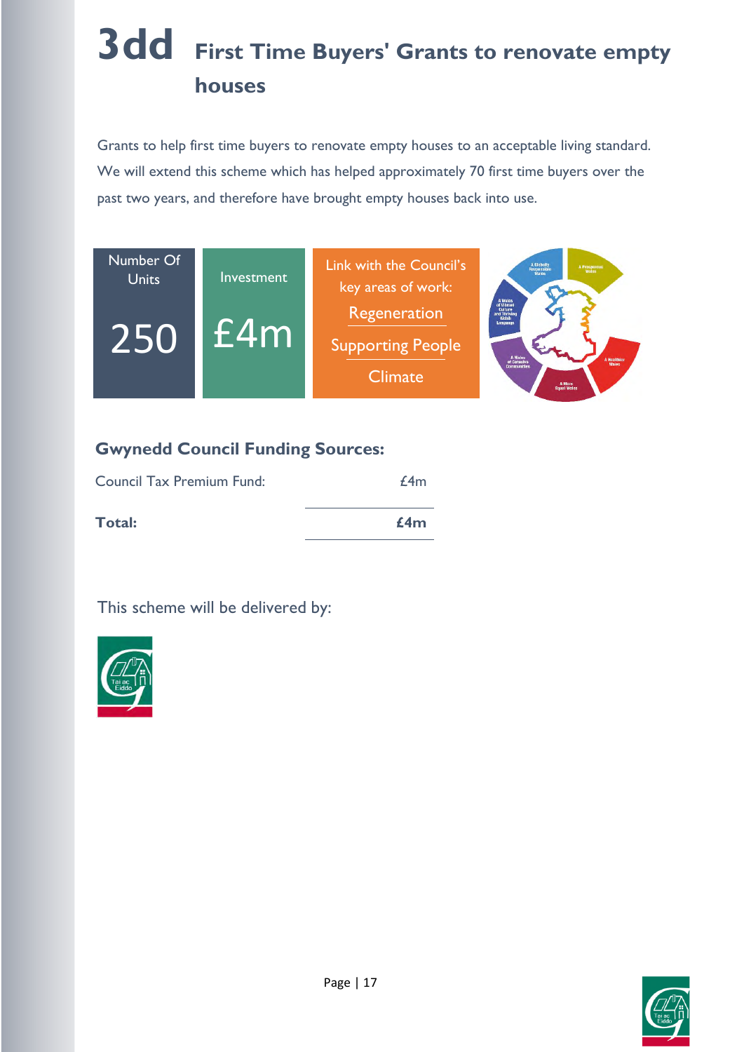# 3dd First Time Buyers' Grants to renovate empty houses

Grants to help first time buyers to renovate empty houses to an acceptable living standard. We will extend this scheme which has helped approximately 70 first time buyers over the past two years, and therefore have brought empty houses back into use.

| Number Of Units | Investment | Link with the Council's key areas of work: |
|---|---|---|
| 250 | £4m | Regeneration<br>Supporting People<br>Climate |

## Gwynedd Council Funding Sources:

| | |
|---|---|
| Council Tax Premium Fund: | £4m |
| **Total:** | **£4m** |

This scheme will be delivered by:

Tai ac Eiddo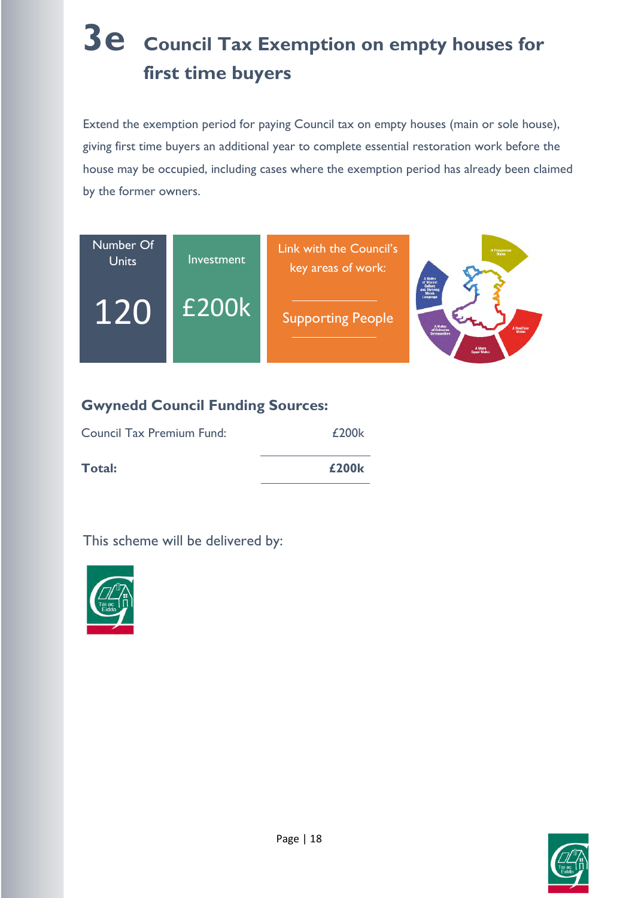# 3e Council Tax Exemption on empty houses for first time buyers

Extend the exemption period for paying Council tax on empty houses (main or sole house), giving first time buyers an additional year to complete essential restoration work before the house may be occupied, including cases where the exemption period has already been claimed by the former owners.

| Number Of Units | Investment | Link with the Council's key areas of work: |
|---|---|---|
| 120 | £200k | Supporting People |

## Gwynedd Council Funding Sources:

| | |
|---|---|
| Council Tax Premium Fund: | £200k |
| **Total:** | **£200k** |

This scheme will be delivered by: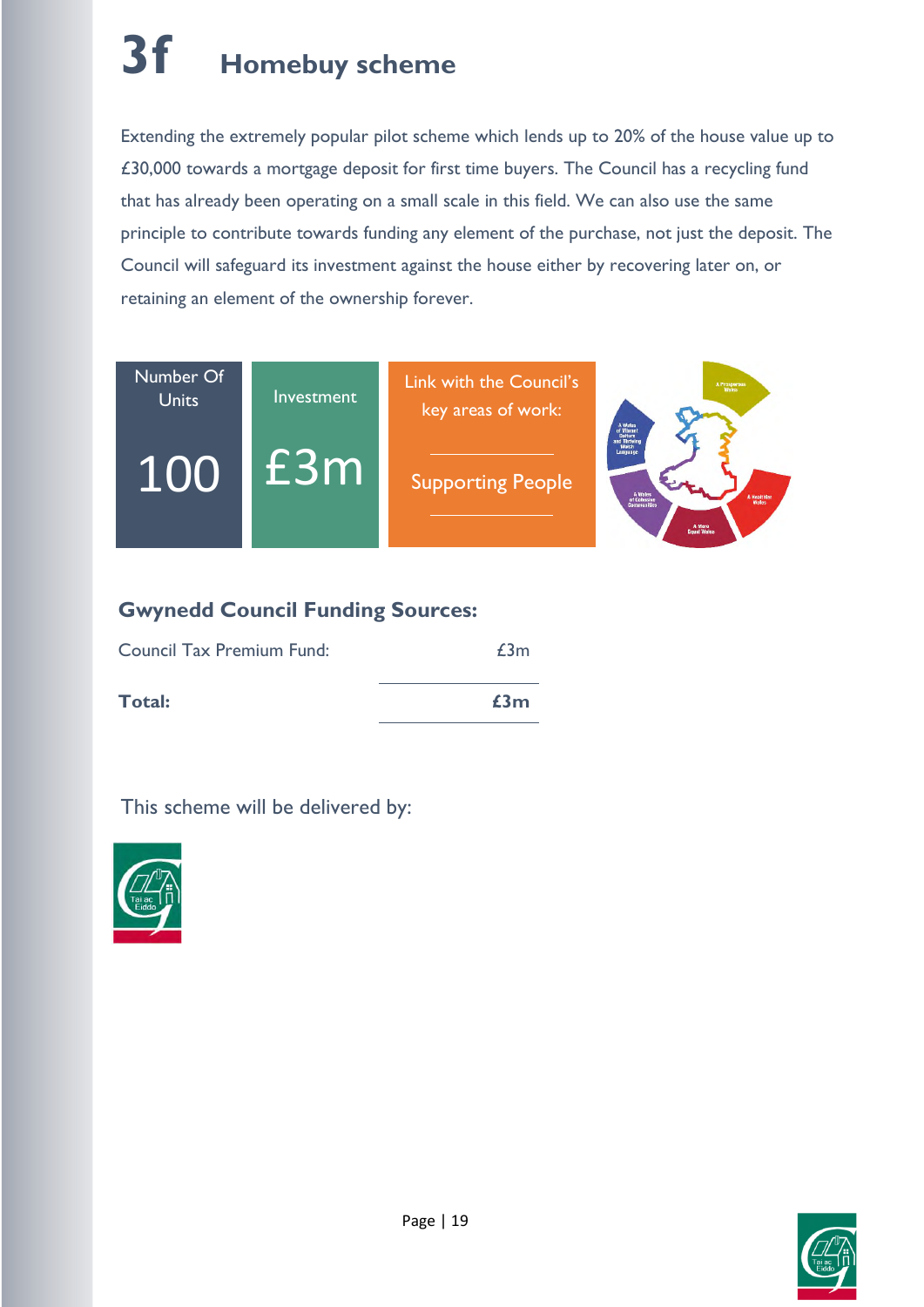# 3f Homebuy scheme

Extending the extremely popular pilot scheme which lends up to 20% of the house value up to £30,000 towards a mortgage deposit for first time buyers. The Council has a recycling fund that has already been operating on a small scale in this field. We can also use the same principle to contribute towards funding any element of the purchase, not just the deposit. The Council will safeguard its investment against the house either by recovering later on, or retaining an element of the ownership forever.

| Number Of Units | Investment | Link with the Council's key areas of work: |
|---|---|---|
| 100 | £3m | Supporting People |

## Gwynedd Council Funding Sources:

| | |
|---|---|
| Council Tax Premium Fund: | £3m |
| **Total:** | **£3m** |

This scheme will be delivered by:

Tai ac Eiddo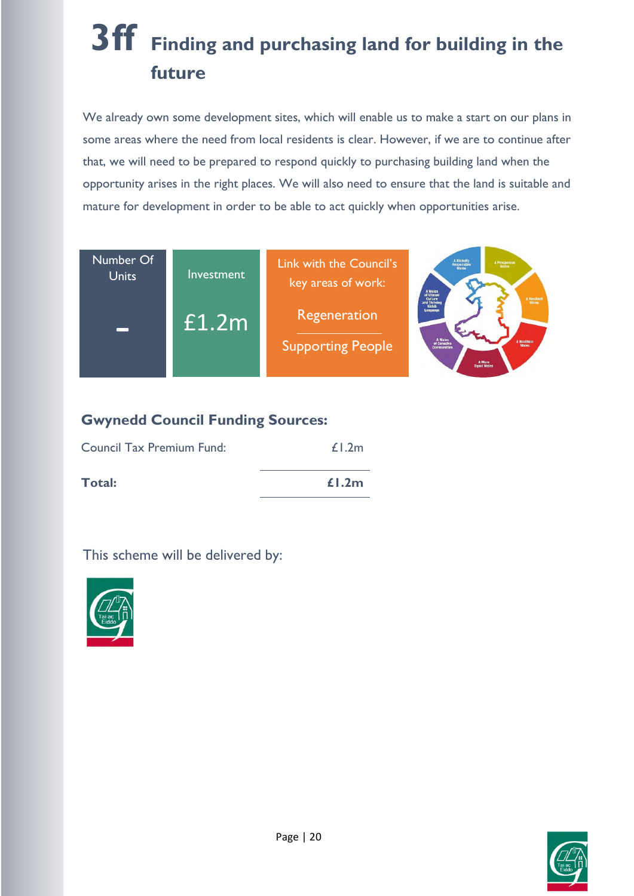# 3ff Finding and purchasing land for building in the future

We already own some development sites, which will enable us to make a start on our plans in some areas where the need from local residents is clear. However, if we are to continue after that, we will need to be prepared to respond quickly to purchasing building land when the opportunity arises in the right places. We will also need to ensure that the land is suitable and mature for development in order to be able to act quickly when opportunities arise.

| Number Of Units | Investment | Link with the Council's key areas of work: |
|---|---|---|
| - | £1.2m | Regeneration<br>Supporting People |

## Gwynedd Council Funding Sources:

| | |
|---|---|
| Council Tax Premium Fund: | £1.2m |
| **Total:** | **£1.2m** |

This scheme will be delivered by: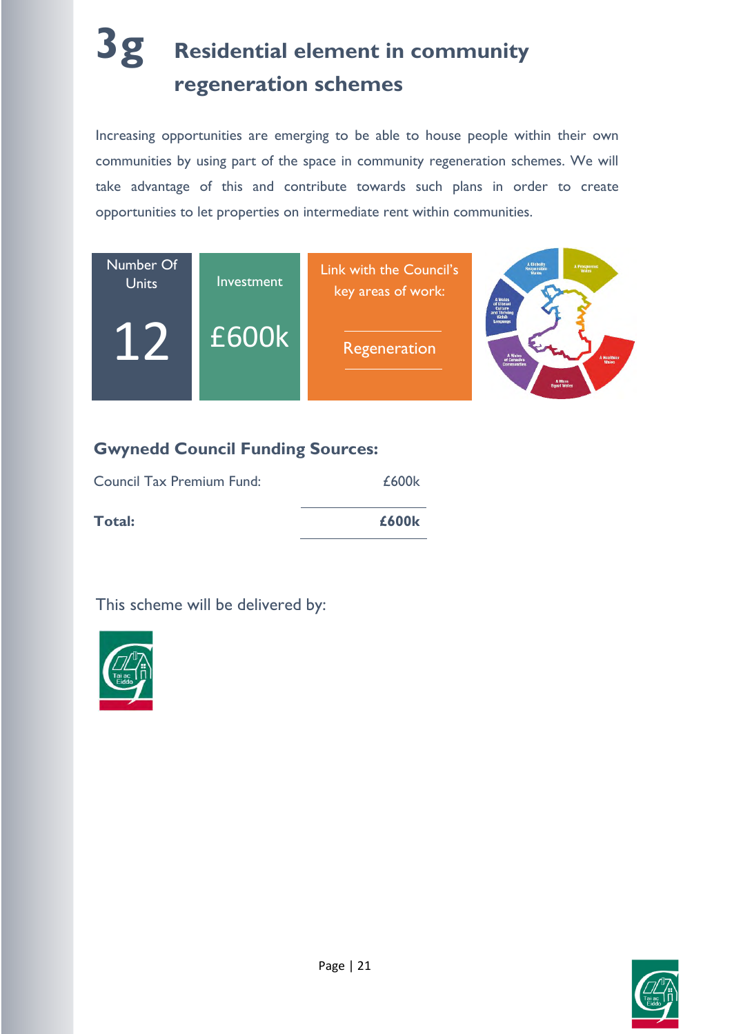# 3g Residential element in community regeneration schemes

Increasing opportunities are emerging to be able to house people within their own communities by using part of the space in community regeneration schemes. We will take advantage of this and contribute towards such plans in order to create opportunities to let properties on intermediate rent within communities.

| Number Of Units | Investment | Link with the Council's key areas of work: |
|---|---|---|
| 12 | £600k | Regeneration |

## Gwynedd Council Funding Sources:

| | |
|---|---|
| Council Tax Premium Fund: | £600k |
| **Total:** | **£600k** |

This scheme will be delivered by:

Tai ac Eiddo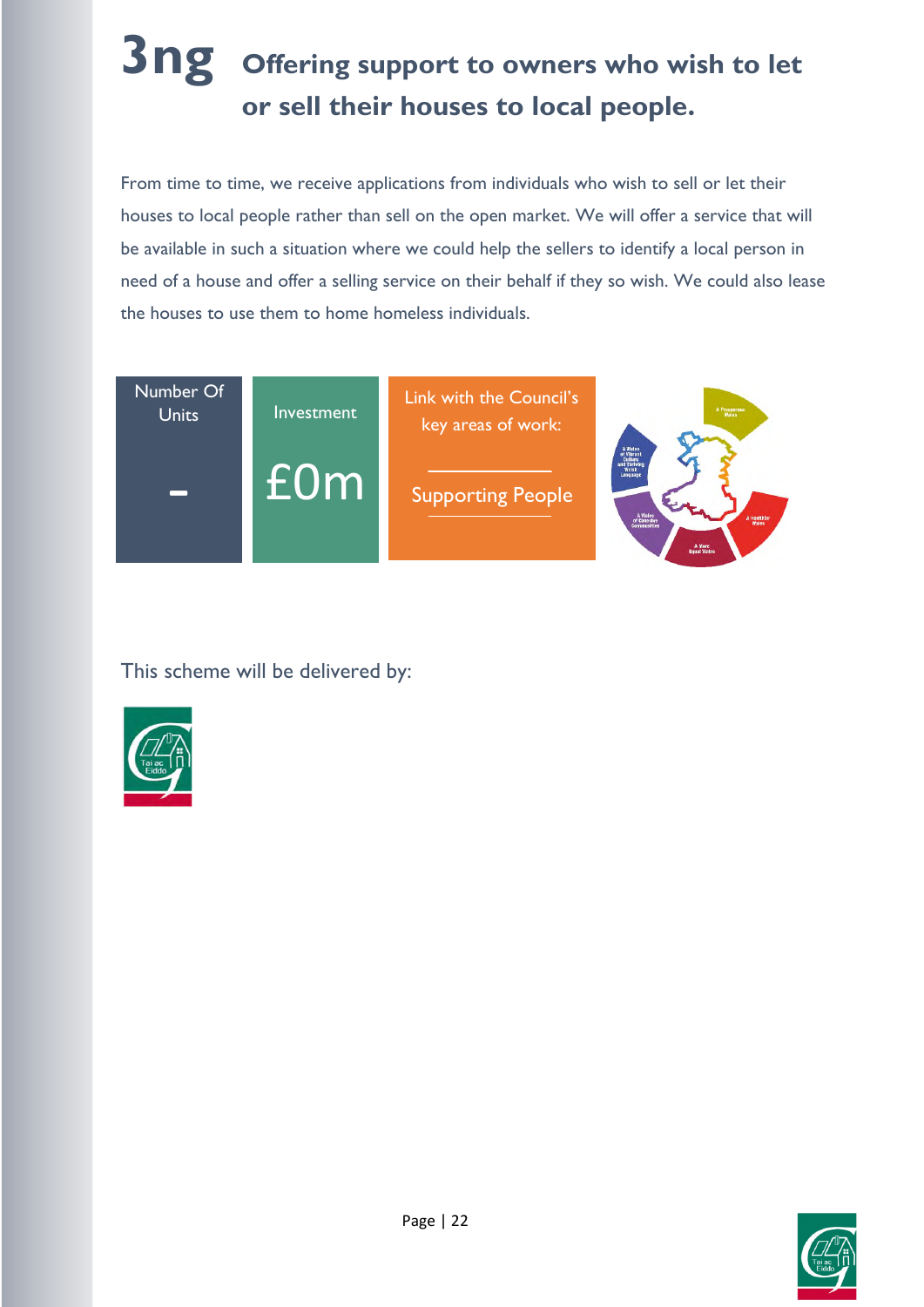# 3ng Offering support to owners who wish to let or sell their houses to local people.

From time to time, we receive applications from individuals who wish to sell or let their houses to local people rather than sell on the open market. We will offer a service that will be available in such a situation where we could help the sellers to identify a local person in need of a house and offer a selling service on their behalf if they so wish. We could also lease the houses to use them to home homeless individuals.

| Number Of Units | Investment | Link with the Council's key areas of work: |
| --- | --- | --- |
| - | £0m | Supporting People |

This scheme will be delivered by: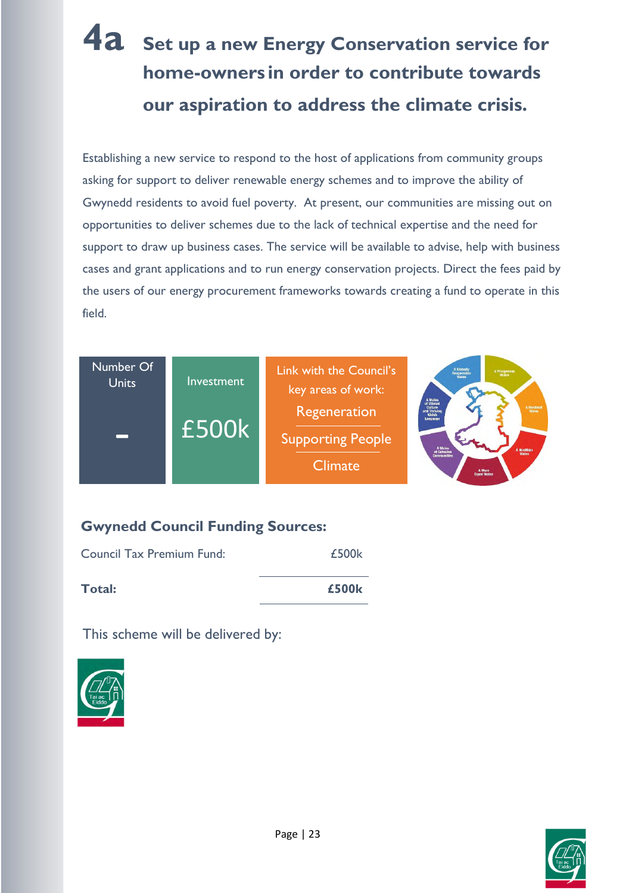# 4a Set up a new Energy Conservation service for home-owners in order to contribute towards our aspiration to address the climate crisis.

Establishing a new service to respond to the host of applications from community groups asking for support to deliver renewable energy schemes and to improve the ability of Gwynedd residents to avoid fuel poverty. At present, our communities are missing out on opportunities to deliver schemes due to the lack of technical expertise and the need for support to draw up business cases. The service will be available to advise, help with business cases and grant applications and to run energy conservation projects. Direct the fees paid by the users of our energy procurement frameworks towards creating a fund to operate in this field.

| Number Of Units | Investment | Link with the Council's key areas of work: |
|---|---|---|
| - | £500k | Regeneration<br>Supporting People<br>Climate |

## Gwynedd Council Funding Sources:

| | |
|---|---|
| Council Tax Premium Fund: | £500k |
| **Total:** | **£500k** |

This scheme will be delivered by:

Tai ac Eiddo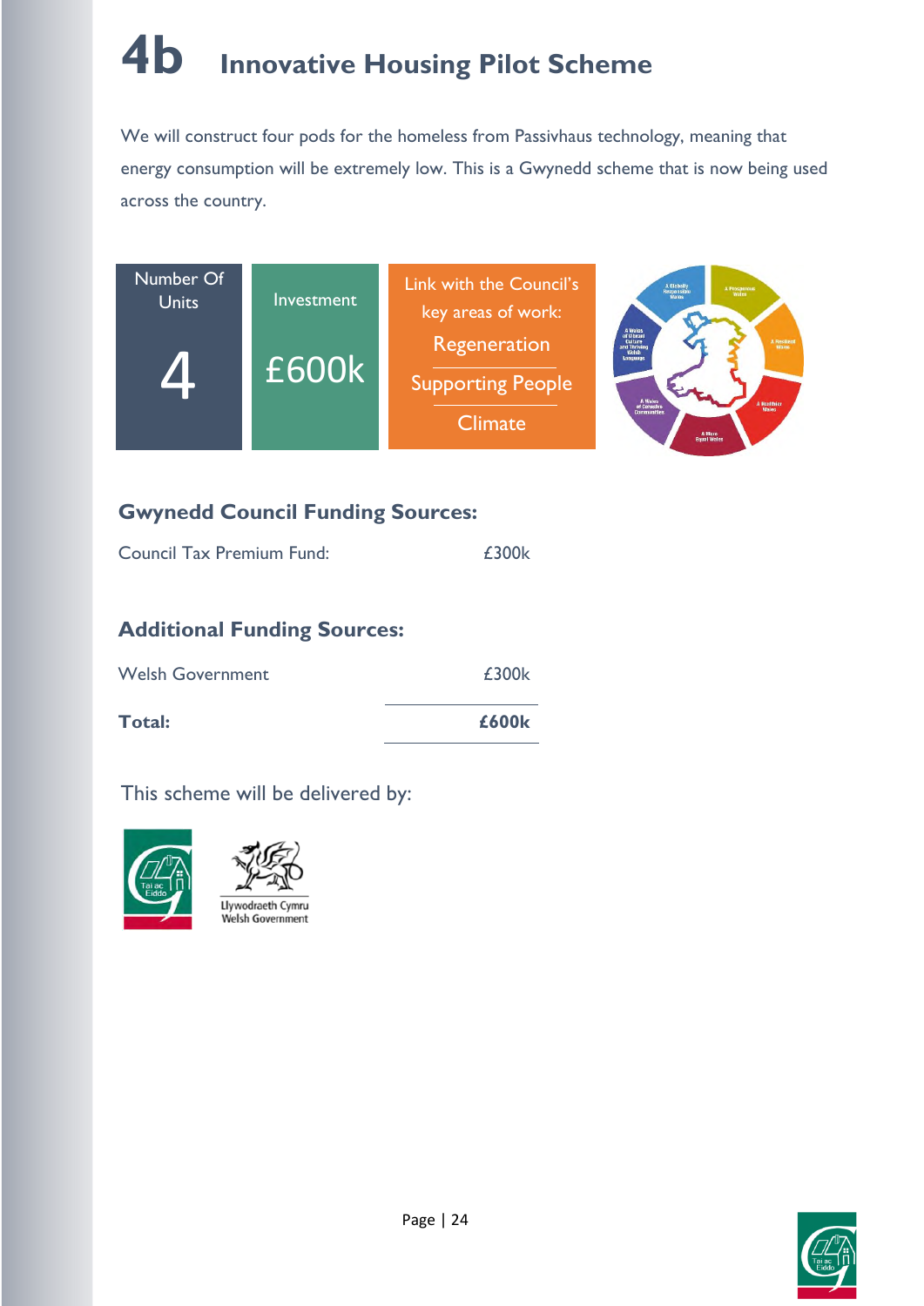# 4b Innovative Housing Pilot Scheme

We will construct four pods for the homeless from Passivhaus technology, meaning that energy consumption will be extremely low. This is a Gwynedd scheme that is now being used across the country.

| Number Of Units | Investment | Link with the Council's key areas of work: |
|---|---|---|
| 4 | £600k | Regeneration<br>Supporting People<br>Climate |

### Gwynedd Council Funding Sources:

| | |
|---|---|
| Council Tax Premium Fund: | £300k |

### Additional Funding Sources:

| | |
|---|---|
| Welsh Government | £300k |
| **Total:** | **£600k** |

This scheme will be delivered by:

Tai ac Eiddo

Llywodraeth Cymru
Welsh Government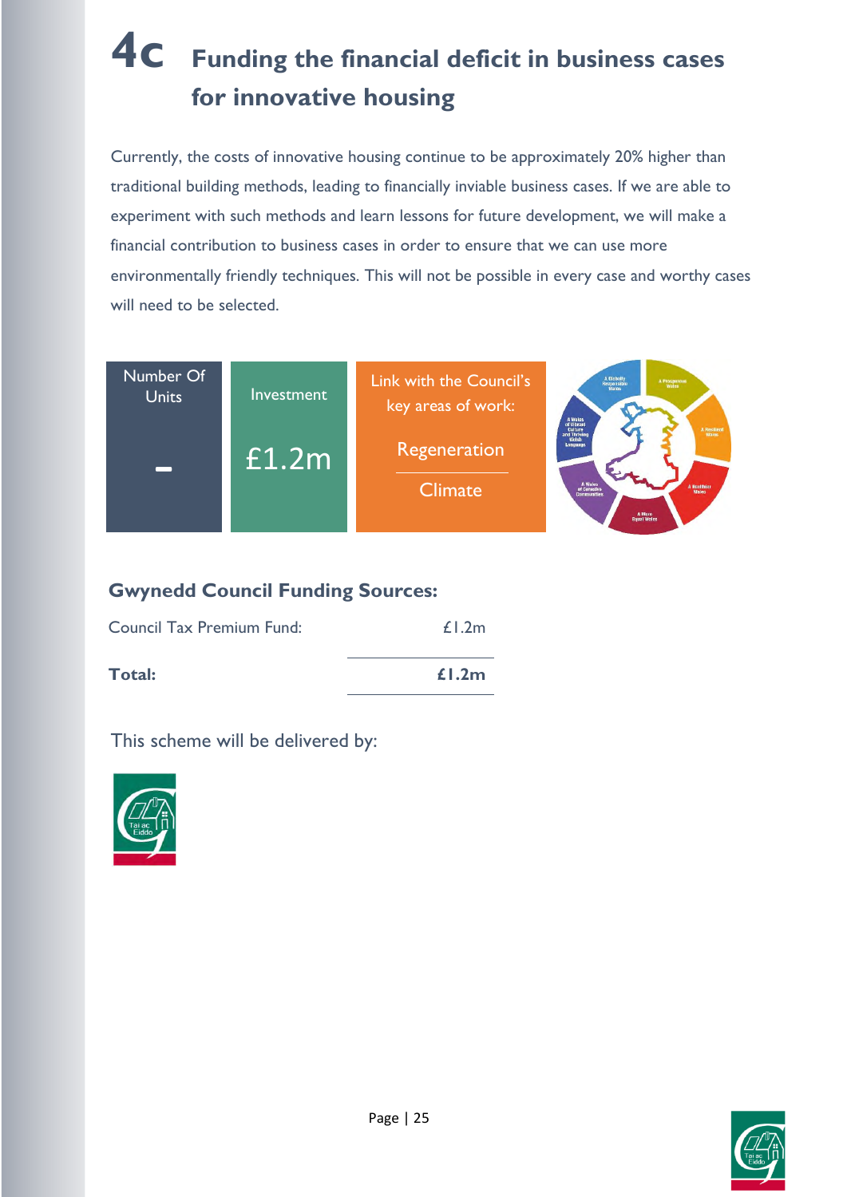# 4c Funding the financial deficit in business cases for innovative housing

Currently, the costs of innovative housing continue to be approximately 20% higher than traditional building methods, leading to financially inviable business cases. If we are able to experiment with such methods and learn lessons for future development, we will make a financial contribution to business cases in order to ensure that we can use more environmentally friendly techniques. This will not be possible in every case and worthy cases will need to be selected.

| Number Of Units | Investment | Link with the Council's key areas of work: |
|---|---|---|
| - | £1.2m | Regeneration<br>Climate |

## Gwynedd Council Funding Sources:

| | |
|---|---|
| Council Tax Premium Fund: | £1.2m |
| **Total:** | **£1.2m** |

This scheme will be delivered by:

Tai ac Eiddo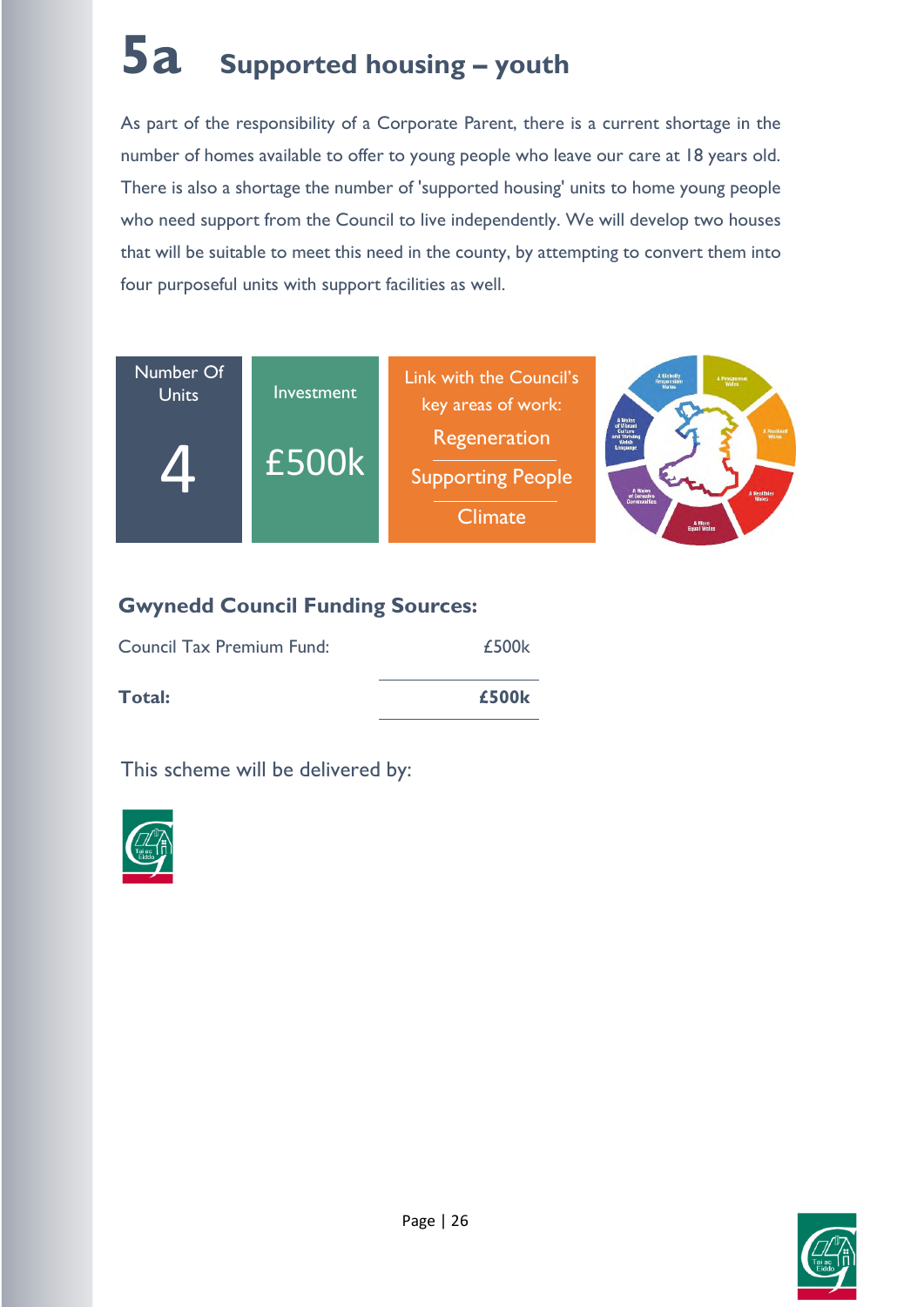# 5a Supported housing – youth

As part of the responsibility of a Corporate Parent, there is a current shortage in the number of homes available to offer to young people who leave our care at 18 years old. There is also a shortage the number of 'supported housing' units to home young people who need support from the Council to live independently. We will develop two houses that will be suitable to meet this need in the county, by attempting to convert them into four purposeful units with support facilities as well.

| Number Of Units | Investment | Link with the Council's key areas of work: |
|---|---|---|
| 4 | £500k | Regeneration<br>Supporting People<br>Climate |

## Gwynedd Council Funding Sources:

| | |
|---|---|
| Council Tax Premium Fund: | £500k |
| **Total:** | **£500k** |

This scheme will be delivered by: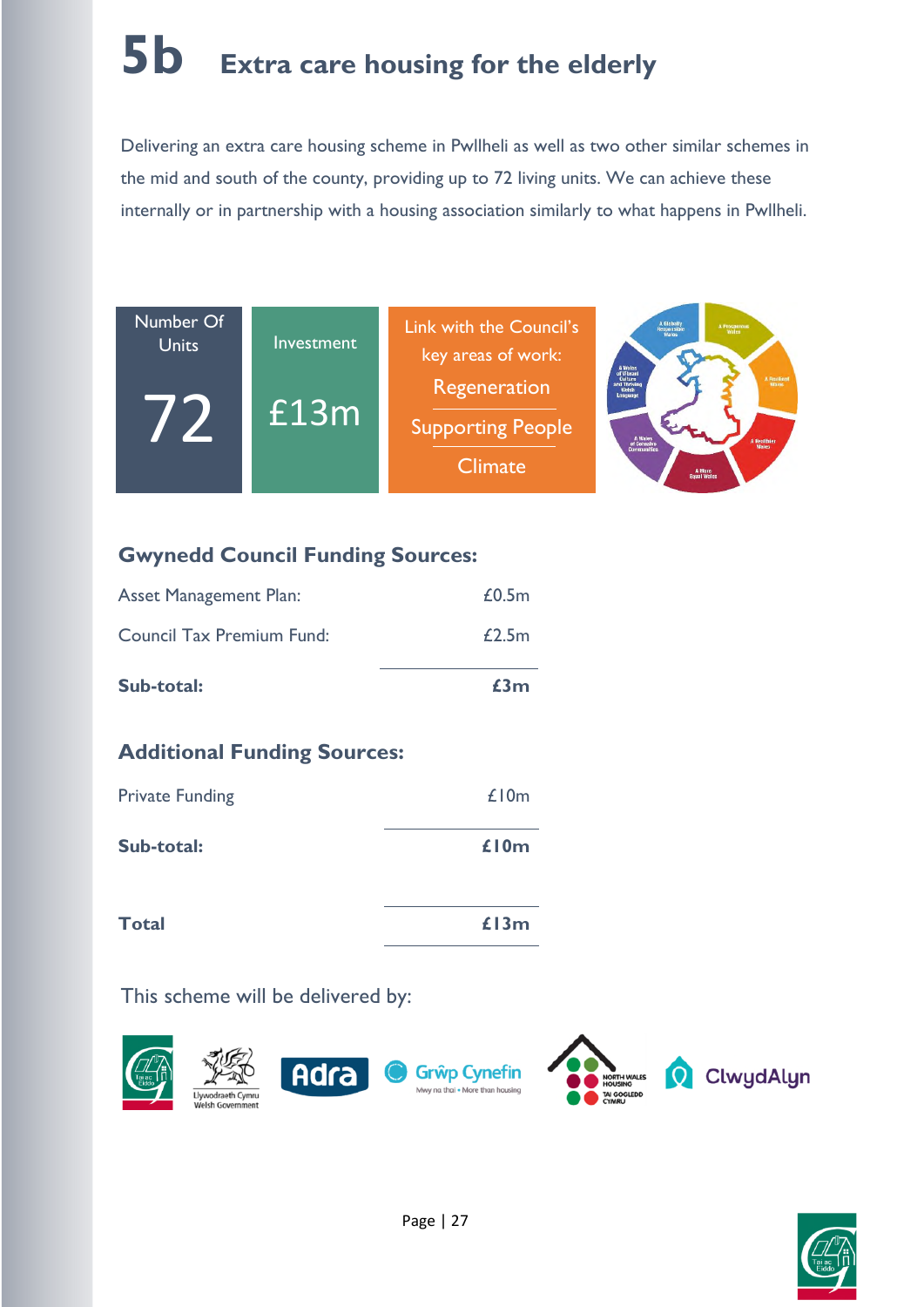# 5b Extra care housing for the elderly

Delivering an extra care housing scheme in Pwllheli as well as two other similar schemes in the mid and south of the county, providing up to 72 living units. We can achieve these internally or in partnership with a housing association similarly to what happens in Pwllheli.

| Number Of Units | Investment | Link with the Council's key areas of work: |
|---|---|---|
| 72 | £13m | Regeneration<br>Supporting People<br>Climate |

### Gwynedd Council Funding Sources:

| | |
|---|---|
| Asset Management Plan: | £0.5m |
| Council Tax Premium Fund: | £2.5m |
| **Sub-total:** | **£3m** |

### Additional Funding Sources:

| | |
|---|---|
| Private Funding | £10m |
| **Sub-total:** | **£10m** |
| **Total** | **£13m** |

This scheme will be delivered by: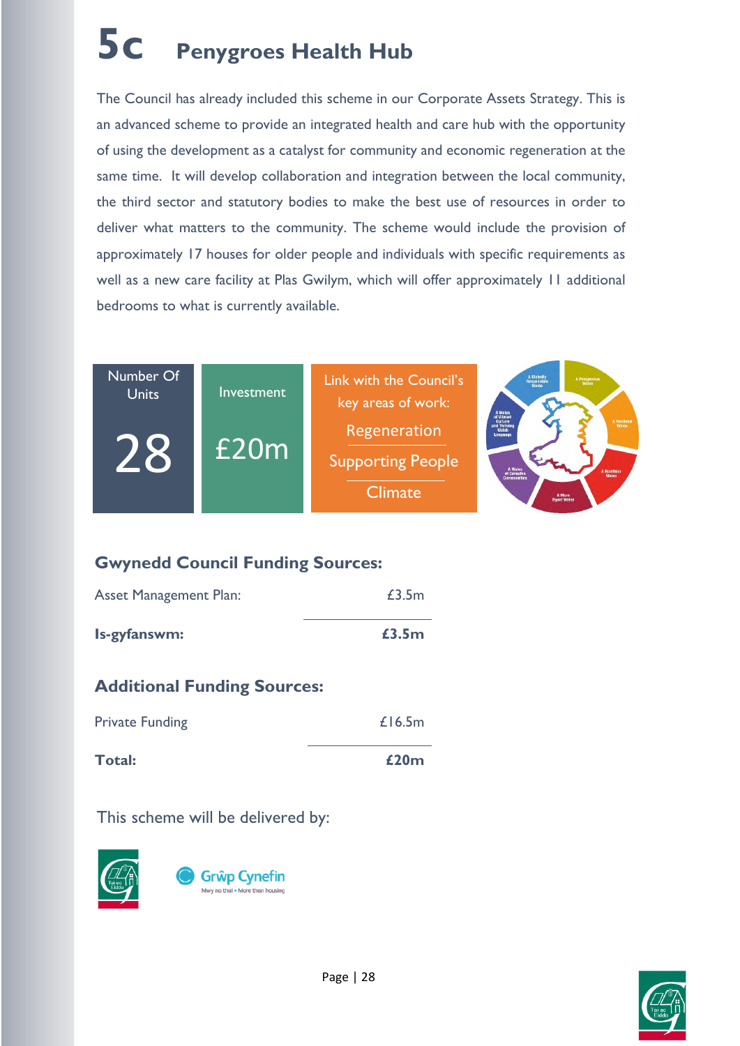# 5c Penygroes Health Hub

The Council has already included this scheme in our Corporate Assets Strategy. This is an advanced scheme to provide an integrated health and care hub with the opportunity of using the development as a catalyst for community and economic regeneration at the same time. It will develop collaboration and integration between the local community, the third sector and statutory bodies to make the best use of resources in order to deliver what matters to the community. The scheme would include the provision of approximately 17 houses for older people and individuals with specific requirements as well as a new care facility at Plas Gwilym, which will offer approximately 11 additional bedrooms to what is currently available.

| Number Of Units | Investment | Link with the Council's key areas of work: |
|---|---|---|
| 28 | £20m | Regeneration<br>Supporting People<br>Climate |

## Gwynedd Council Funding Sources:

| | |
|---|---|
| Asset Management Plan: | £3.5m |
| **Is-gyfanswm:** | **£3.5m** |

## Additional Funding Sources:

| | |
|---|---|
| Private Funding | £16.5m |
| **Total:** | **£20m** |

This scheme will be delivered by:

Tai ac Eiddo

Grŵp Cynefin – Mwy na thai • More than housing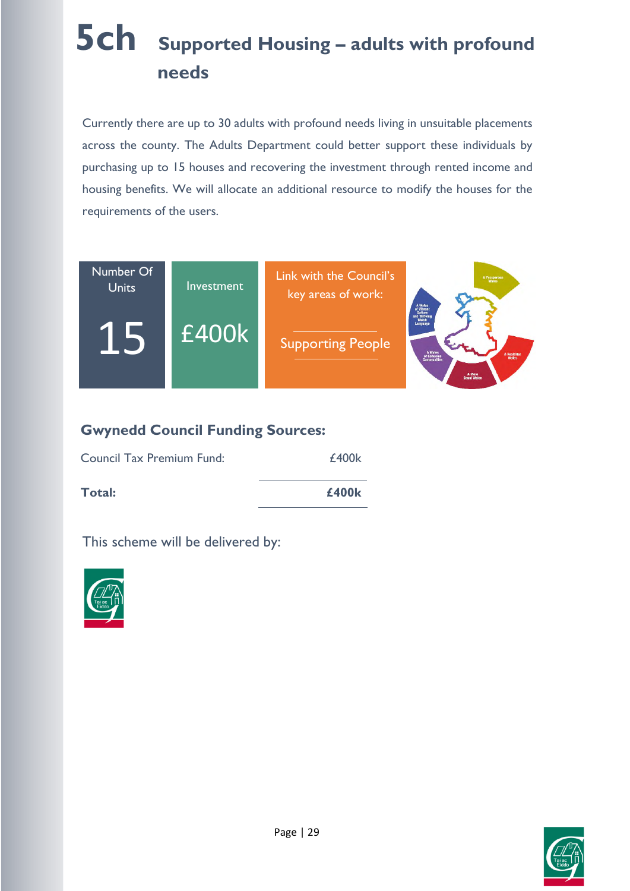# 5ch Supported Housing – adults with profound needs

Currently there are up to 30 adults with profound needs living in unsuitable placements across the county. The Adults Department could better support these individuals by purchasing up to 15 houses and recovering the investment through rented income and housing benefits. We will allocate an additional resource to modify the houses for the requirements of the users.

| Number Of Units | Investment | Link with the Council's key areas of work: |
|---|---|---|
| 15 | £400k | Supporting People |

## Gwynedd Council Funding Sources:

| | |
|---|---|
| Council Tax Premium Fund: | £400k |
| **Total:** | **£400k** |

This scheme will be delivered by: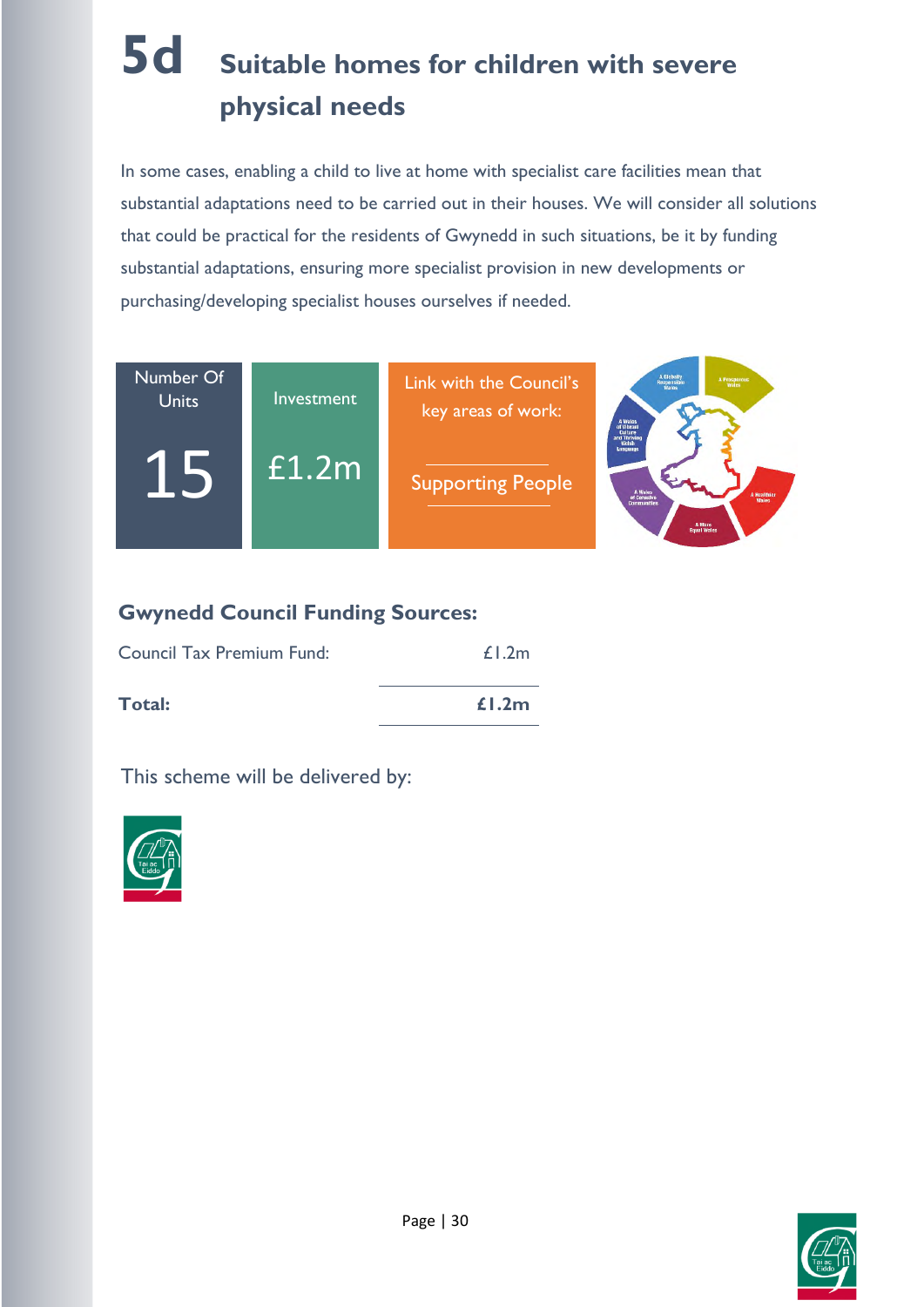# 5d Suitable homes for children with severe physical needs

In some cases, enabling a child to live at home with specialist care facilities mean that substantial adaptations need to be carried out in their houses. We will consider all solutions that could be practical for the residents of Gwynedd in such situations, be it by funding substantial adaptations, ensuring more specialist provision in new developments or purchasing/developing specialist houses ourselves if needed.

| Number Of Units | Investment | Link with the Council's key areas of work: |
|---|---|---|
| 15 | £1.2m | Supporting People |

### Gwynedd Council Funding Sources:

| | |
|---|---|
| Council Tax Premium Fund: | £1.2m |
| **Total:** | **£1.2m** |

This scheme will be delivered by:

Tai ac Eiddo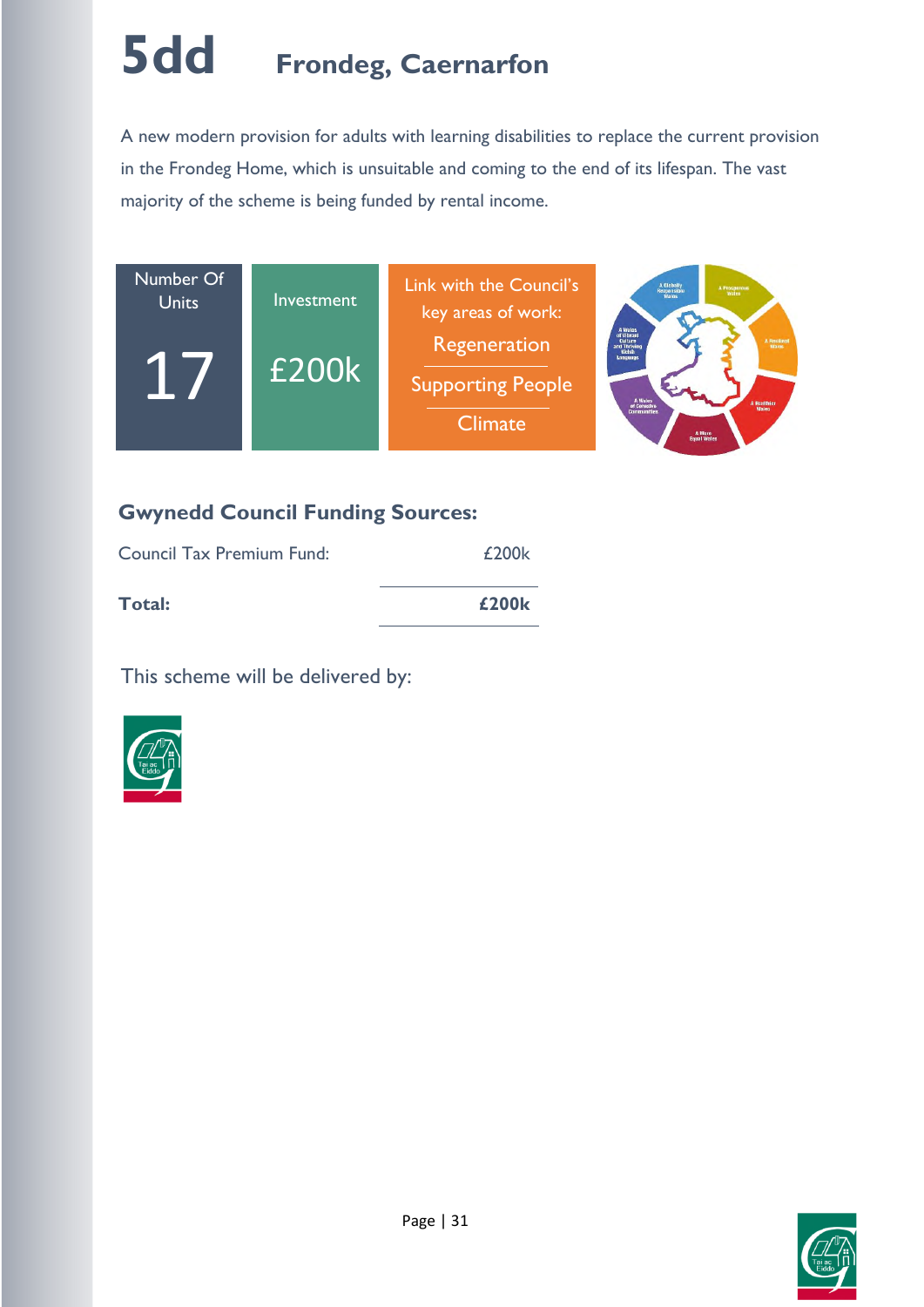# 5dd Frondeg, Caernarfon

A new modern provision for adults with learning disabilities to replace the current provision in the Frondeg Home, which is unsuitable and coming to the end of its lifespan. The vast majority of the scheme is being funded by rental income.

| Number Of Units | Investment | Link with the Council's key areas of work: |
|---|---|---|
| 17 | £200k | Regeneration<br>Supporting People<br>Climate |

### Gwynedd Council Funding Sources:

| | |
|---|---|
| Council Tax Premium Fund: | £200k |
| **Total:** | **£200k** |

This scheme will be delivered by: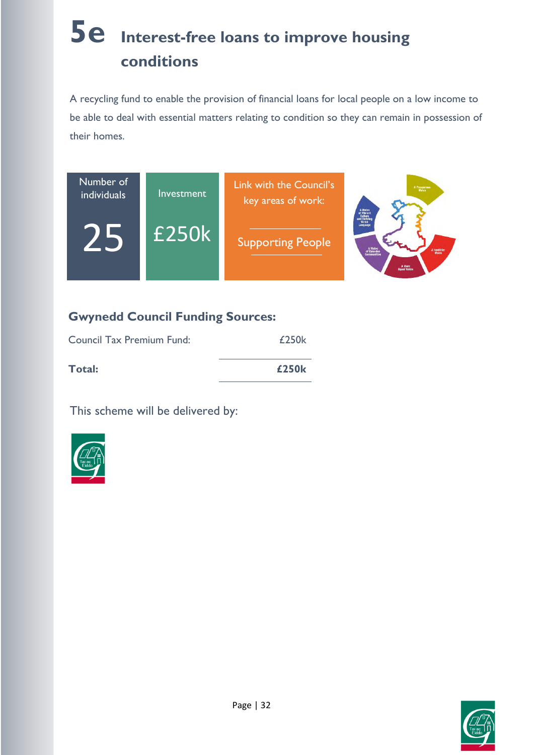# 5e Interest-free loans to improve housing conditions

A recycling fund to enable the provision of financial loans for local people on a low income to be able to deal with essential matters relating to condition so they can remain in possession of their homes.

| Number of individuals | Investment | Link with the Council's key areas of work: |
|---|---|---|
| 25 | £250k | Supporting People |

## Gwynedd Council Funding Sources:

| | |
|---|---|
| Council Tax Premium Fund: | £250k |
| **Total:** | **£250k** |

This scheme will be delivered by: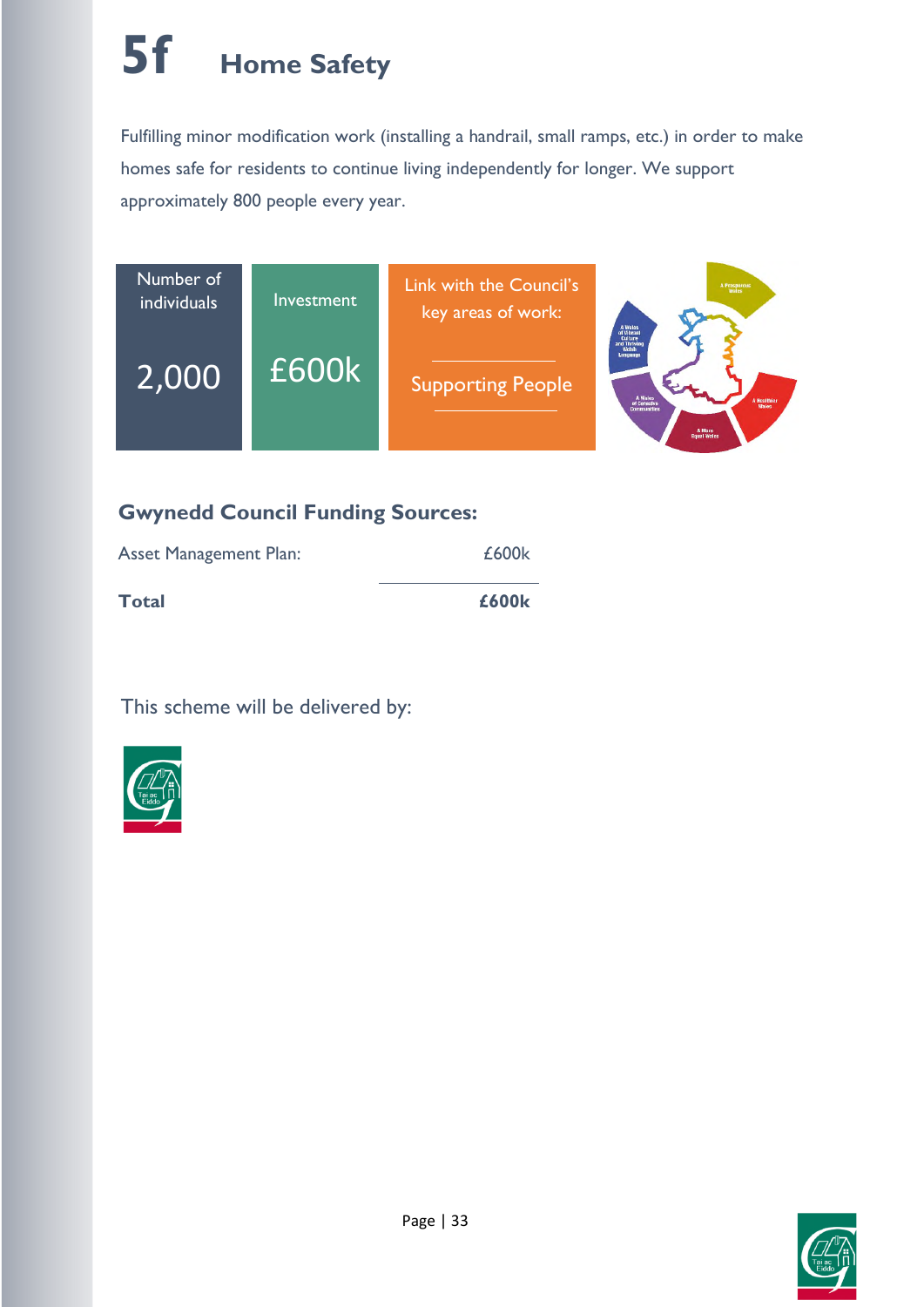# 5f Home Safety

Fulfilling minor modification work (installing a handrail, small ramps, etc.) in order to make homes safe for residents to continue living independently for longer. We support approximately 800 people every year.

| Number of individuals | Investment | Link with the Council's key areas of work: |
|---|---|---|
| 2,000 | £600k | Supporting People |

## Gwynedd Council Funding Sources:

| | |
|---|---|
| Asset Management Plan: | £600k |
| **Total** | **£600k** |

This scheme will be delivered by: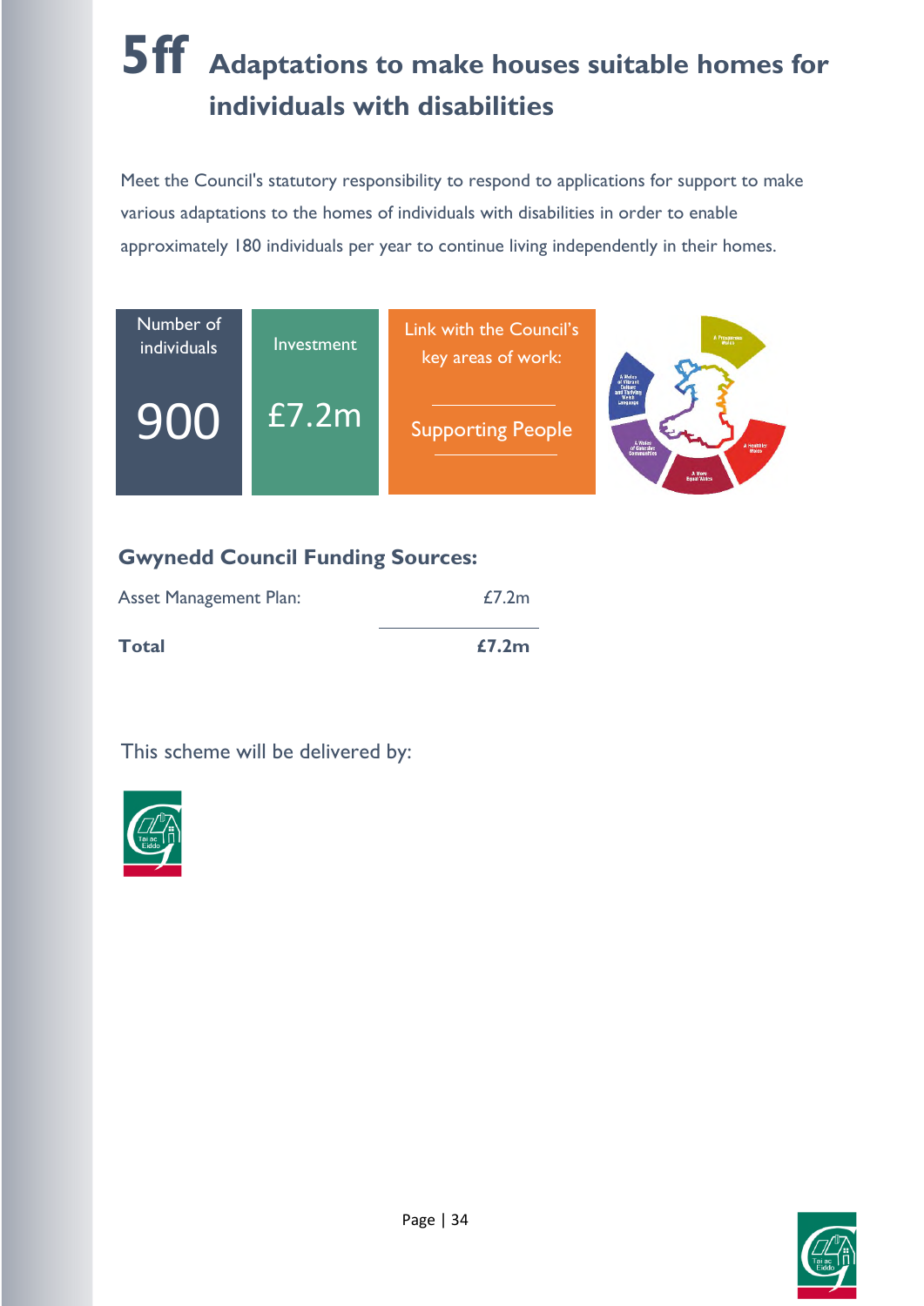# 5ff Adaptations to make houses suitable homes for individuals with disabilities

Meet the Council's statutory responsibility to respond to applications for support to make various adaptations to the homes of individuals with disabilities in order to enable approximately 180 individuals per year to continue living independently in their homes.

| Number of individuals | Investment | Link with the Council's key areas of work: |
|---|---|---|
| 900 | £7.2m | Supporting People |

## Gwynedd Council Funding Sources:

| | |
|---|---|
| Asset Management Plan: | £7.2m |
| **Total** | **£7.2m** |

This scheme will be delivered by: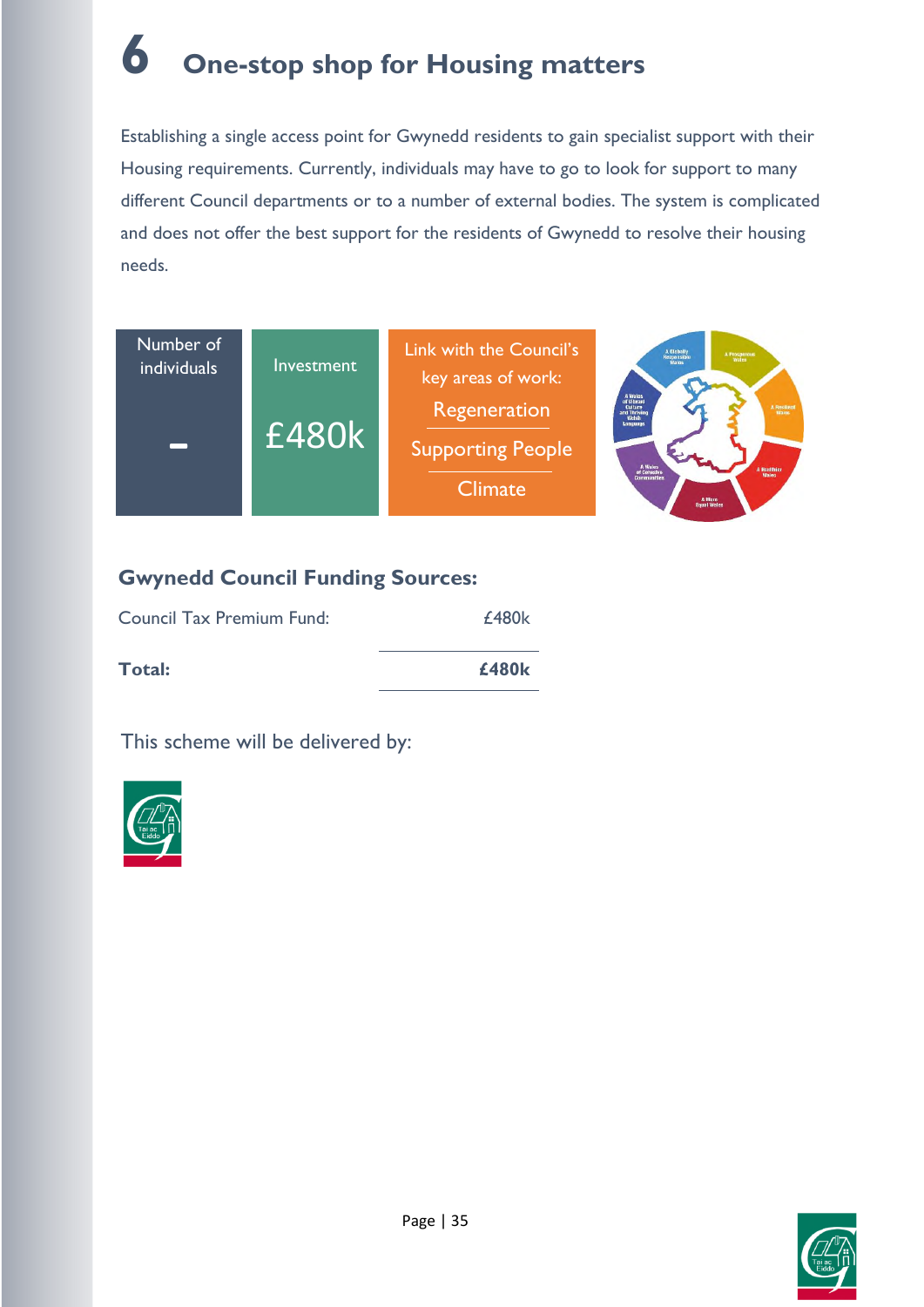# 6 One-stop shop for Housing matters

Establishing a single access point for Gwynedd residents to gain specialist support with their Housing requirements. Currently, individuals may have to go to look for support to many different Council departments or to a number of external bodies. The system is complicated and does not offer the best support for the residents of Gwynedd to resolve their housing needs.

| Number of individuals | Investment | Link with the Council's key areas of work: |
|---|---|---|
| - | £480k | Regeneration<br>Supporting People<br>Climate |

A Globally Responsible Wales

A Prosperous Wales

A Resilient Wales

A Healthier Wales

A More Equal Wales

A Wales of Cohesive Communities

A Wales of Vibrant Culture and Thriving Welsh Language

## Gwynedd Council Funding Sources:

| | |
|---|---|
| Council Tax Premium Fund: | £480k |
| **Total:** | **£480k** |

This scheme will be delivered by:

Tai ac Eiddo